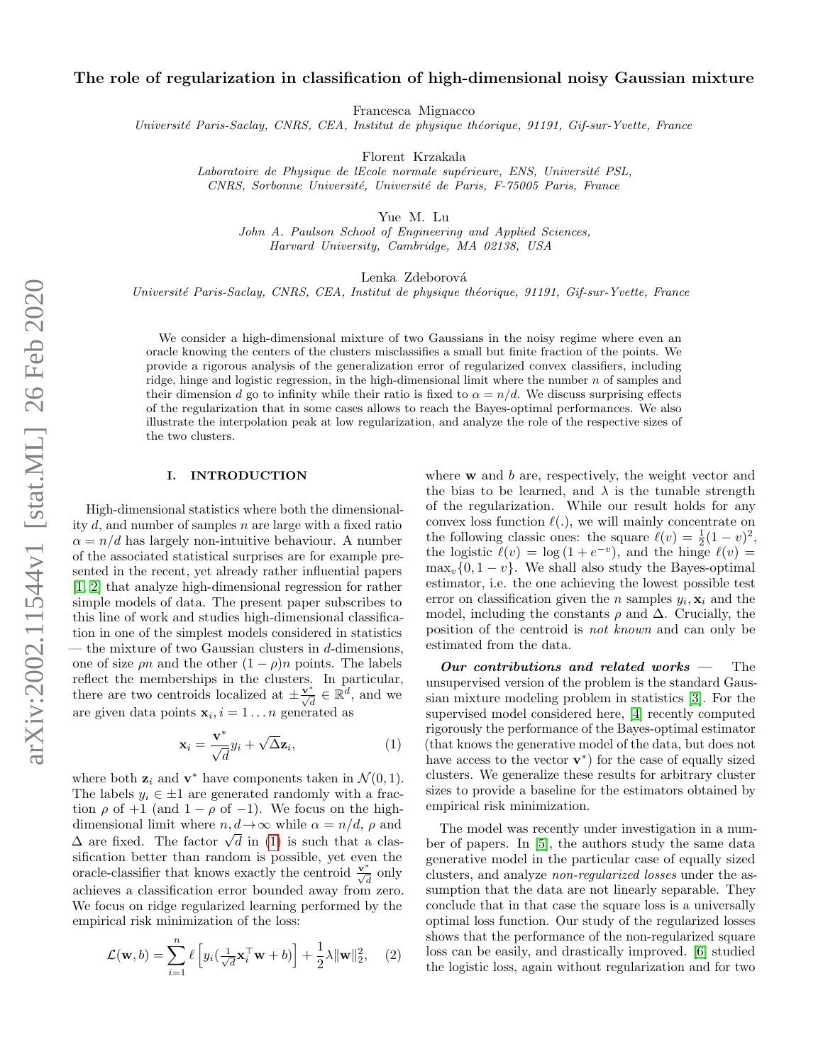# The role of regularization in classification of high-dimensional noisy Gaussian mixture

Francesca Mignacco

*Université Paris-Saclay, CNRS, CEA, Institut de physique théorique, 91191, Gif-sur-Yvette, France*

Florent Krzakala

*Laboratoire de Physique de lEcole normale supérieure, ENS, Université PSL, CNRS, Sorbonne Université, Université de Paris, F-75005 Paris, France*

Yue M. Lu

*John A. Paulson School of Engineering and Applied Sciences, Harvard University, Cambridge, MA 02138, USA*

Lenka Zdeborová

*Université Paris-Saclay, CNRS, CEA, Institut de physique théorique, 91191, Gif-sur-Yvette, France*

We consider a high-dimensional mixture of two Gaussians in the noisy regime where even an oracle knowing the centers of the clusters misclassifies a small but finite fraction of the points. We provide a rigorous analysis of the generalization error of regularized convex classifiers, including ridge, hinge and logistic regression, in the high-dimensional limit where the number $n$ of samples and their dimension $d$ go to infinity while their ratio is fixed to $\alpha = n/d$. We discuss surprising effects of the regularization that in some cases allows to reach the Bayes-optimal performances. We also illustrate the interpolation peak at low regularization, and analyze the role of the respective sizes of the two clusters.

## I. INTRODUCTION

High-dimensional statistics where both the dimensionality $d$, and number of samples $n$ are large with a fixed ratio $\alpha = n/d$ has largely non-intuitive behaviour. A number of the associated statistical surprises are for example presented in the recent, yet already rather influential papers [1, 2] that analyze high-dimensional regression for rather simple models of data. The present paper subscribes to this line of work and studies high-dimensional classification in one of the simplest models considered in statistics — the mixture of two Gaussian clusters in $d$-dimensions, one of size $\rho n$ and the other $(1-\rho)n$ points. The labels reflect the memberships in the clusters. In particular, there are two centroids localized at $\pm \frac{\mathbf{v}^*}{\sqrt{d}} \in \mathbb{R}^d$, and we are given data points $\mathbf{x}_i, i = 1 \dots n$ generated as

$$\mathbf{x}_i = \frac{\mathbf{v}^*}{\sqrt{d}} y_i + \sqrt{\Delta} \mathbf{z}_i, \tag{1}$$

where both $\mathbf{z}_i$ and $\mathbf{v}^*$ have components taken in $\mathcal{N}(0,1)$. The labels $y_i \in \pm 1$ are generated randomly with a fraction $\rho$ of $+1$ (and $1-\rho$ of $-1$). We focus on the high-dimensional limit where $n, d \to \infty$ while $\alpha = n/d$, $\rho$ and $\Delta$ are fixed. The factor $\sqrt{d}$ in (1) is such that a classification better than random is possible, yet even the oracle-classifier that knows exactly the centroid $\frac{\mathbf{v}^*}{\sqrt{d}}$ only achieves a classification error bounded away from zero. We focus on ridge regularized learning performed by the empirical risk minimization of the loss:

$$\mathcal{L}(\mathbf{w}, b) = \sum_{i=1}^{n} \ell\left[ y_i \left( \tfrac{1}{\sqrt{d}} \mathbf{x}_i^\top \mathbf{w} + b \right) \right] + \frac{1}{2} \lambda \|\mathbf{w}\|_2^2, \tag{2}$$

where $\mathbf{w}$ and $b$ are, respectively, the weight vector and the bias to be learned, and $\lambda$ is the tunable strength of the regularization. While our result holds for any convex loss function $\ell(.)$, we will mainly concentrate on the following classic ones: the square $\ell(v) = \frac{1}{2}(1-v)^2$, the logistic $\ell(v) = \log\left(1 + e^{-v}\right)$, and the hinge $\ell(v) = \max_v\{0, 1-v\}$. We shall also study the Bayes-optimal estimator, i.e. the one achieving the lowest possible test error on classification given the $n$ samples $y_i, \mathbf{x}_i$ and the model, including the constants $\rho$ and $\Delta$. Crucially, the position of the centroid is *not known* and can only be estimated from the data.

***Our contributions and related works*** — The unsupervised version of the problem is the standard Gaussian mixture modeling problem in statistics [3]. For the supervised model considered here, [4] recently computed rigorously the performance of the Bayes-optimal estimator (that knows the generative model of the data, but does not have access to the vector $\mathbf{v}^*$) for the case of equally sized clusters. We generalize these results for arbitrary cluster sizes to provide a baseline for the estimators obtained by empirical risk minimization.

The model was recently under investigation in a number of papers. In [5], the authors study the same data generative model in the particular case of equally sized clusters, and analyze *non-regularized losses* under the assumption that the data are not linearly separable. They conclude that in that case the square loss is a universally optimal loss function. Our study of the regularized losses shows that the performance of the non-regularized square loss can be easily, and drastically improved. [6] studied the logistic loss, again without regularization and for two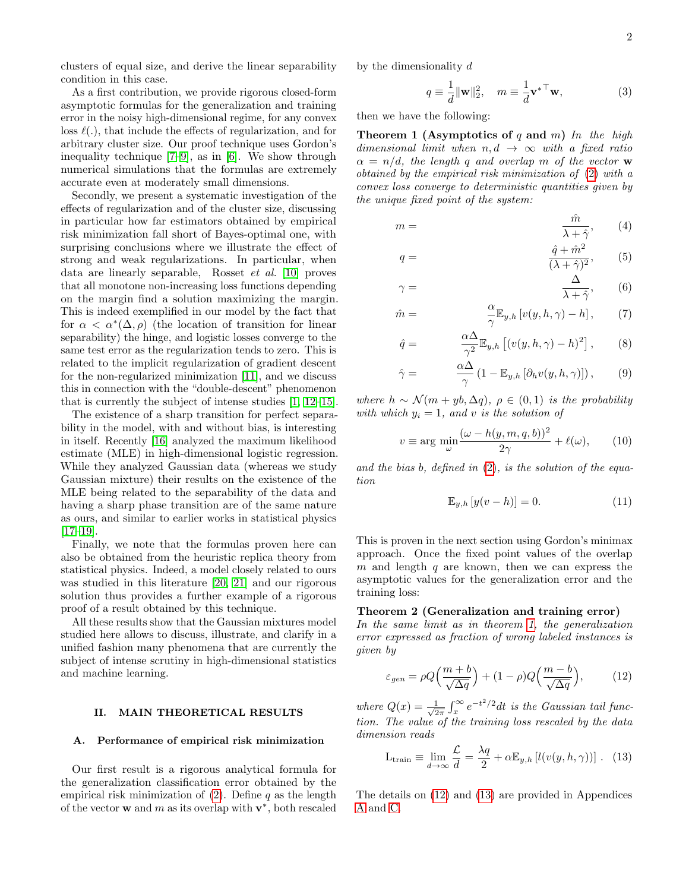clusters of equal size, and derive the linear separability condition in this case.

As a first contribution, we provide rigorous closed-form asymptotic formulas for the generalization and training error in the noisy high-dimensional regime, for any convex loss $\ell(.)$, that include the effects of regularization, and for arbitrary cluster size. Our proof technique uses Gordon's inequality technique [7–9], as in [6]. We show through numerical simulations that the formulas are extremely accurate even at moderately small dimensions.

Secondly, we present a systematic investigation of the effects of regularization and of the cluster size, discussing in particular how far estimators obtained by empirical risk minimization fall short of Bayes-optimal one, with surprising conclusions where we illustrate the effect of strong and weak regularizations. In particular, when data are linearly separable, Rosset *et al.* [10] proves that all monotone non-increasing loss functions depending on the margin find a solution maximizing the margin. This is indeed exemplified in our model by the fact that for $\alpha < \alpha^*(\Delta, \rho)$ (the location of transition for linear separability) the hinge, and logistic losses converge to the same test error as the regularization tends to zero. This is related to the implicit regularization of gradient descent for the non-regularized minimization [11], and we discuss this in connection with the "double-descent" phenomenon that is currently the subject of intense studies [1, 12–15].

The existence of a sharp transition for perfect separability in the model, with and without bias, is interesting in itself. Recently [16] analyzed the maximum likelihood estimate (MLE) in high-dimensional logistic regression. While they analyzed Gaussian data (whereas we study Gaussian mixture) their results on the existence of the MLE being related to the separability of the data and having a sharp phase transition are of the same nature as ours, and similar to earlier works in statistical physics [17–19].

Finally, we note that the formulas proven here can also be obtained from the heuristic replica theory from statistical physics. Indeed, a model closely related to ours was studied in this literature [20, 21] and our rigorous solution thus provides a further example of a rigorous proof of a result obtained by this technique.

All these results show that the Gaussian mixtures model studied here allows to discuss, illustrate, and clarify in a unified fashion many phenomena that are currently the subject of intense scrutiny in high-dimensional statistics and machine learning.

## II. MAIN THEORETICAL RESULTS

### A. Performance of empirical risk minimization

Our first result is a rigorous analytical formula for the generalization classification error obtained by the empirical risk minimization of (2). Define $q$ as the length of the vector $\mathbf{w}$ and $m$ as its overlap with $\mathbf{v}^*$, both rescaled by the dimensionality $d$

$$q \equiv \frac{1}{d}\|\mathbf{w}\|_2^2, \quad m \equiv \frac{1}{d}\mathbf{v}^{*\top}\mathbf{w}, \tag{3}$$

then we have the following:

**Theorem 1 (Asymptotics of $q$ and $m$)** *In the high dimensional limit when $n, d \to \infty$ with a fixed ratio $\alpha = n/d$, the length $q$ and overlap $m$ of the vector $\mathbf{w}$ obtained by the empirical risk minimization of (2) with a convex loss converge to deterministic quantities given by the unique fixed point of the system:*

$$m = \frac{\hat{m}}{\lambda + \hat{\gamma}}, \tag{4}$$

$$q = \frac{\hat{q} + \hat{m}^2}{(\lambda + \hat{\gamma})^2}, \tag{5}$$

$$\gamma = \frac{\Delta}{\lambda + \hat{\gamma}}, \tag{6}$$

$$\hat{m} = \frac{\alpha}{\gamma}\mathbb{E}_{y,h}\left[v(y,h,\gamma) - h\right], \tag{7}$$

$$\hat{q} = \frac{\alpha\Delta}{\gamma^2}\mathbb{E}_{y,h}\left[(v(y,h,\gamma) - h)^2\right], \tag{8}$$

$$\hat{\gamma} = \frac{\alpha\Delta}{\gamma}\left(1 - \mathbb{E}_{y,h}\left[\partial_h v(y,h,\gamma)\right]\right), \tag{9}$$

*where $h \sim \mathcal{N}(m + yb, \Delta q)$, $\rho \in (0,1)$ is the probability with which $y_i = 1$, and $v$ is the solution of*

$$v \equiv \arg\min_{\omega} \frac{(\omega - h(y,m,q,b))^2}{2\gamma} + \ell(\omega), \tag{10}$$

*and the bias $b$, defined in (2), is the solution of the equation*

$$\mathbb{E}_{y,h}\left[y(v - h)\right] = 0. \tag{11}$$

This is proven in the next section using Gordon's minimax approach. Once the fixed point values of the overlap $m$ and length $q$ are known, then we can express the asymptotic values for the generalization error and the training loss:

**Theorem 2 (Generalization and training error)** *In the same limit as in theorem 1, the generalization error expressed as fraction of wrong labeled instances is given by*

$$\varepsilon_{gen} = \rho Q\Big(\frac{m + b}{\sqrt{\Delta q}}\Big) + (1 - \rho)Q\Big(\frac{m - b}{\sqrt{\Delta q}}\Big), \tag{12}$$

*where $Q(x) = \frac{1}{\sqrt{2\pi}}\int_x^\infty e^{-t^2/2}dt$ is the Gaussian tail function. The value of the training loss rescaled by the data dimension reads*

$$\mathrm{L}_{\rm train} \equiv \lim_{d\to\infty}\frac{\mathcal{L}}{d} = \frac{\lambda q}{2} + \alpha\mathbb{E}_{y,h}\left[l(v(y,h,\gamma))\right]. \tag{13}$$

The details on (12) and (13) are provided in Appendices A and C.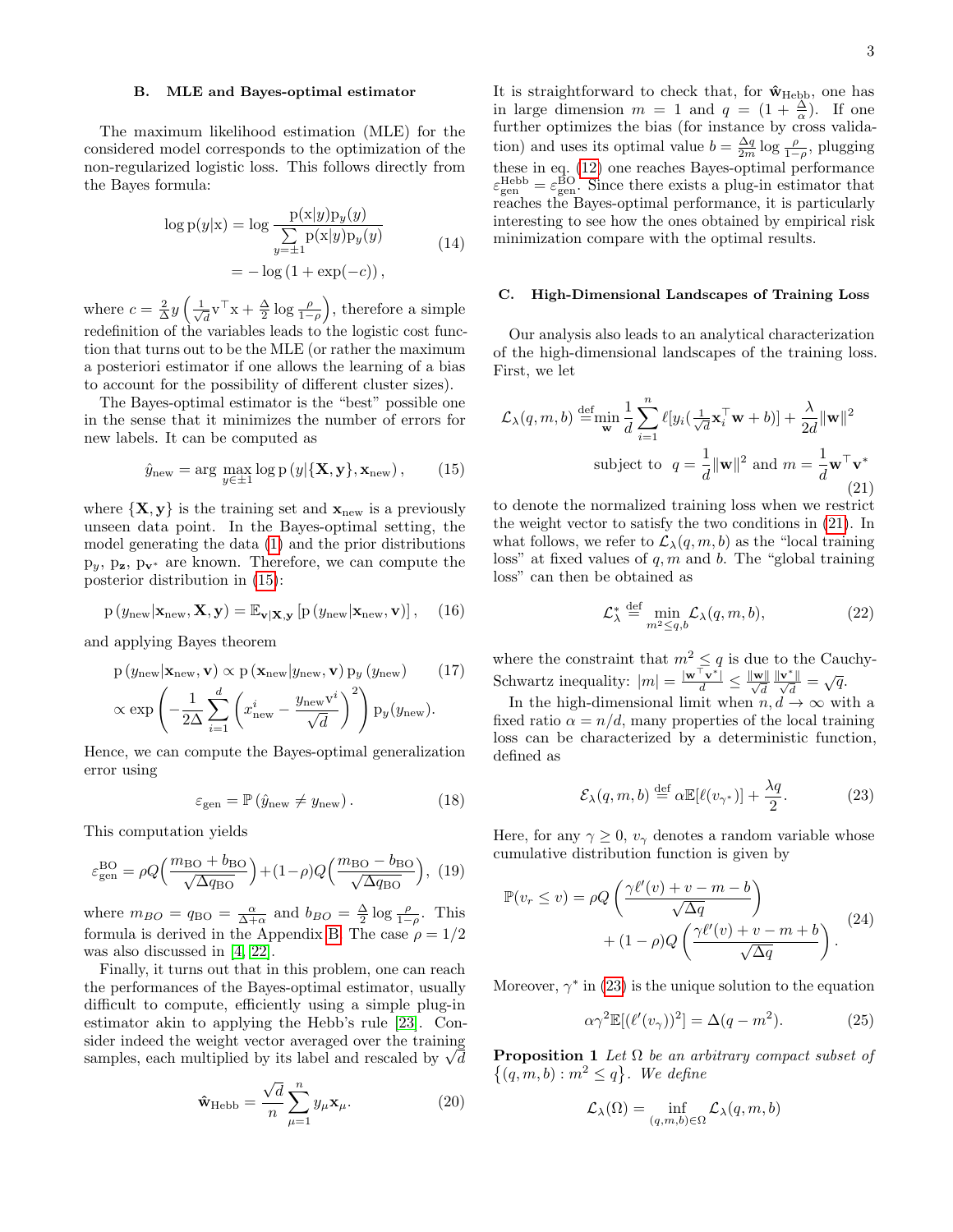### B. MLE and Bayes-optimal estimator

The maximum likelihood estimation (MLE) for the considered model corresponds to the optimization of the non-regularized logistic loss. This follows directly from the Bayes formula:

$$
\begin{aligned}
\log \mathrm{p}(y|\mathrm{x}) &= \log \frac{\mathrm{p}(\mathrm{x}|y)\mathrm{p}_y(y)}{\sum\limits_{y=\pm 1} \mathrm{p}(\mathrm{x}|y)\mathrm{p}_y(y)} \\
&= -\log\left(1+\exp(-c)\right),
\end{aligned} \tag{14}
$$

where $c = \frac{2}{\Delta} y \left( \frac{1}{\sqrt{d}} \mathrm{v}^\top \mathrm{x} + \frac{\Delta}{2} \log \frac{\rho}{1-\rho} \right)$, therefore a simple redefinition of the variables leads to the logistic cost function that turns out to be the MLE (or rather the maximum a posteriori estimator if one allows the learning of a bias to account for the possibility of different cluster sizes).

The Bayes-optimal estimator is the "best" possible one in the sense that it minimizes the number of errors for new labels. It can be computed as

$$
\hat{y}_{\mathrm{new}} = \arg \max_{y \in \pm 1} \log \mathrm{p}\left(y | \{\mathbf{X}, \mathbf{y}\}, \mathbf{x}_{\mathrm{new}}\right), \tag{15}
$$

where $\{\mathbf{X}, \mathbf{y}\}$ is the training set and $\mathbf{x}_{\mathrm{new}}$ is a previously unseen data point. In the Bayes-optimal setting, the model generating the data (1) and the prior distributions $\mathrm{p}_y$, $\mathrm{p}_{\mathbf{z}}$, $\mathrm{p}_{\mathbf{v}^*}$ are known. Therefore, we can compute the posterior distribution in (15):

$$
\mathrm{p}\left(y_{\mathrm{new}} | \mathbf{x}_{\mathrm{new}}, \mathbf{X}, \mathbf{y}\right) = \mathbb{E}_{\mathbf{v}|\mathbf{X}, \mathbf{y}} \left[ \mathrm{p}\left(y_{\mathrm{new}} | \mathbf{x}_{\mathrm{new}}, \mathbf{v}\right) \right], \tag{16}
$$

and applying Bayes theorem

$$
\begin{aligned}
&\mathrm{p}\left(y_{\mathrm{new}} | \mathbf{x}_{\mathrm{new}}, \mathbf{v}\right) \propto \mathrm{p}\left(\mathbf{x}_{\mathrm{new}} | y_{\mathrm{new}}, \mathbf{v}\right) \mathrm{p}_y\left(y_{\mathrm{new}}\right) \\
&\propto \exp\left( -\frac{1}{2\Delta} \sum_{i=1}^{d} \left( x^i_{\mathrm{new}} - \frac{y_{\mathrm{new}} \mathrm{v}^i}{\sqrt{d}} \right)^2 \right) \mathrm{p}_y(y_{\mathrm{new}}).
\end{aligned} \tag{17}
$$

Hence, we can compute the Bayes-optimal generalization error using

$$
\varepsilon_{\mathrm{gen}} = \mathbb{P}\left(\hat{y}_{\mathrm{new}} \neq y_{\mathrm{new}}\right). \tag{18}
$$

This computation yields

$$
\varepsilon_{\mathrm{gen}}^{\mathrm{BO}} = \rho Q\Big( \frac{m_{\mathrm{BO}} + b_{\mathrm{BO}}}{\sqrt{\Delta q_{\mathrm{BO}}}} \Big) + (1-\rho) Q\Big( \frac{m_{\mathrm{BO}} - b_{\mathrm{BO}}}{\sqrt{\Delta q_{\mathrm{BO}}}} \Big), \tag{19}
$$

where $m_{BO} = q_{\mathrm{BO}} = \frac{\alpha}{\Delta + \alpha}$ and $b_{BO} = \frac{\Delta}{2} \log \frac{\rho}{1-\rho}$. This formula is derived in the Appendix B. The case $\rho = 1/2$ was also discussed in [4, 22].

Finally, it turns out that in this problem, one can reach the performances of the Bayes-optimal estimator, usually difficult to compute, efficiently using a simple plug-in estimator akin to applying the Hebb's rule [23]. Consider indeed the weight vector averaged over the training samples, each multiplied by its label and rescaled by $\sqrt{d}$

$$
\hat{\mathbf{w}}_{\mathrm{Hebb}} = \frac{\sqrt{d}}{n} \sum_{\mu=1}^{n} y_\mu \mathbf{x}_\mu. \tag{20}
$$

It is straightforward to check that, for $\hat{\mathbf{w}}_{\mathrm{Hebb}}$, one has in large dimension $m = 1$ and $q = (1 + \frac{\Delta}{\alpha})$. If one further optimizes the bias (for instance by cross validation) and uses its optimal value $b = \frac{\Delta q}{2m} \log \frac{\rho}{1-\rho}$, plugging these in eq. (12) one reaches Bayes-optimal performance $\varepsilon_{\mathrm{gen}}^{\mathrm{Hebb}} = \varepsilon_{\mathrm{gen}}^{\mathrm{BO}}$. Since there exists a plug-in estimator that reaches the Bayes-optimal performance, it is particularly interesting to see how the ones obtained by empirical risk minimization compare with the optimal results.

### C. High-Dimensional Landscapes of Training Loss

Our analysis also leads to an analytical characterization of the high-dimensional landscapes of the training loss. First, we let

$$
\begin{aligned}
\mathcal{L}_\lambda(q, m, b) &\stackrel{\mathrm{def}}{=} \min_{\mathbf{w}} \frac{1}{d} \sum_{i=1}^{n} \ell[y_i(\tfrac{1}{\sqrt{d}} \mathbf{x}_i^\top \mathbf{w} + b)] + \frac{\lambda}{2d} \|\mathbf{w}\|^2 \\
&\quad \text{subject to} \quad q = \frac{1}{d} \|\mathbf{w}\|^2 \text{ and } m = \frac{1}{d} \mathbf{w}^\top \mathbf{v}^*
\end{aligned} \tag{21}
$$

to denote the normalized training loss when we restrict the weight vector to satisfy the two conditions in (21). In what follows, we refer to $\mathcal{L}_\lambda(q, m, b)$ as the "local training loss" at fixed values of $q, m$ and $b$. The "global training loss" can then be obtained as

$$
\mathcal{L}_\lambda^* \stackrel{\mathrm{def}}{=} \min_{m^2 \leq q, b} \mathcal{L}_\lambda(q, m, b), \tag{22}
$$

where the constraint that $m^2 \leq q$ is due to the Cauchy-Schwartz inequality: $|m| = \frac{|\mathbf{w}^\top \mathbf{v}^*|}{d} \leq \frac{\|\mathbf{w}\|}{\sqrt{d}} \frac{\|\mathbf{v}^*\|}{\sqrt{d}} = \sqrt{q}$.

In the high-dimensional limit when $n, d \to \infty$ with a fixed ratio $\alpha = n/d$, many properties of the local training loss can be characterized by a deterministic function, defined as

$$
\mathcal{E}_\lambda(q, m, b) \stackrel{\mathrm{def}}{=} \alpha \mathbb{E}[\ell(v_{\gamma^*})] + \frac{\lambda q}{2}. \tag{23}
$$

Here, for any $\gamma \geq 0$, $v_\gamma$ denotes a random variable whose cumulative distribution function is given by

$$
\begin{aligned}
\mathbb{P}(v_r \leq v) &= \rho Q\left( \frac{\gamma \ell'(v) + v - m - b}{\sqrt{\Delta q}} \right) \\
&\quad + (1-\rho) Q\left( \frac{\gamma \ell'(v) + v - m + b}{\sqrt{\Delta q}} \right).
\end{aligned} \tag{24}
$$

Moreover, $\gamma^*$ in (23) is the unique solution to the equation

$$
\alpha \gamma^2 \mathbb{E}[(\ell'(v_\gamma))^2] = \Delta(q - m^2). \tag{25}
$$

**Proposition 1** *Let $\Omega$ be an arbitrary compact subset of $\{(q, m, b) : m^2 \leq q\}$. We define*

$$
\mathcal{L}_\lambda(\Omega) = \inf_{(q,m,b) \in \Omega} \mathcal{L}_\lambda(q, m, b)
$$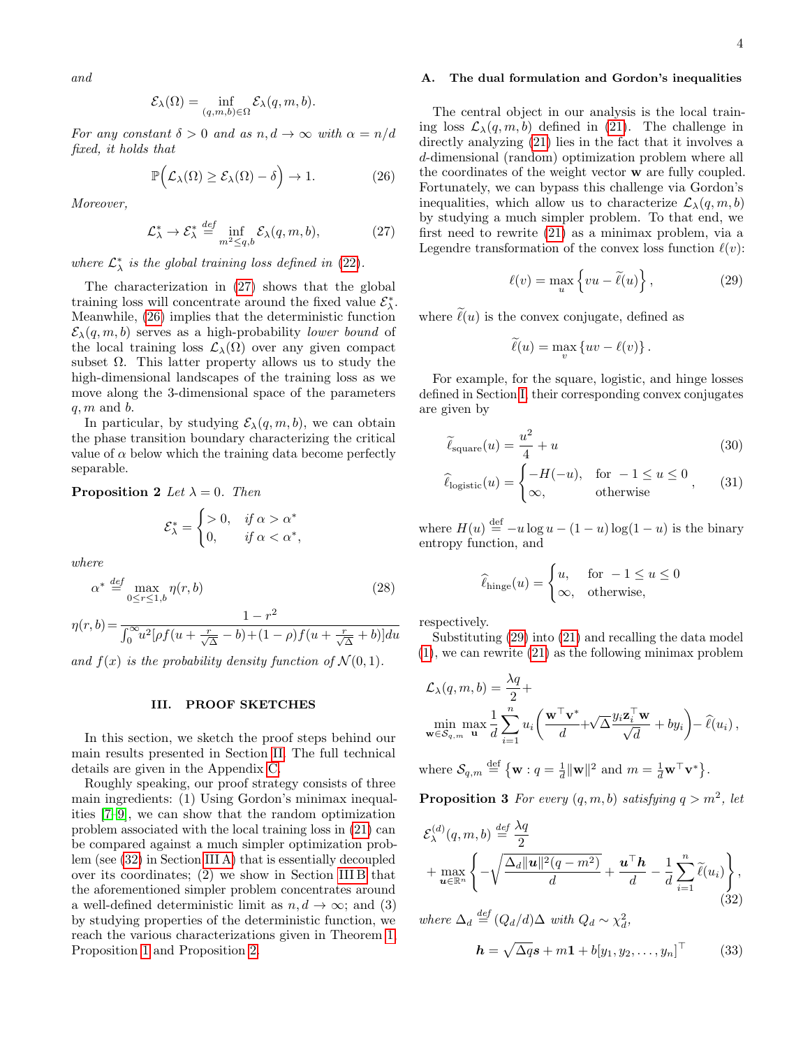*and*

$$\mathcal{E}_\lambda(\Omega) = \inf_{(q,m,b)\in\Omega} \mathcal{E}_\lambda(q,m,b).$$

*For any constant $\delta > 0$ and as $n, d \to \infty$ with $\alpha = n/d$ fixed, it holds that*

$$\mathbb{P}\Big(\mathcal{L}_\lambda(\Omega) \geq \mathcal{E}_\lambda(\Omega) - \delta\Big) \to 1. \tag{26}$$

*Moreover,*

$$\mathcal{L}_\lambda^* \to \mathcal{E}_\lambda^* \stackrel{def}{=} \inf_{m^2 \leq q, b} \mathcal{E}_\lambda(q,m,b), \tag{27}$$

*where $\mathcal{L}_\lambda^*$ is the global training loss defined in (22).*

The characterization in (27) shows that the global training loss will concentrate around the fixed value $\mathcal{E}_\lambda^*$. Meanwhile, (26) implies that the deterministic function $\mathcal{E}_\lambda(q,m,b)$ serves as a high-probability *lower bound* of the local training loss $\mathcal{L}_\lambda(\Omega)$ over any given compact subset $\Omega$. This latter property allows us to study the high-dimensional landscapes of the training loss as we move along the 3-dimensional space of the parameters $q, m$ and $b$.

In particular, by studying $\mathcal{E}_\lambda(q,m,b)$, we can obtain the phase transition boundary characterizing the critical value of $\alpha$ below which the training data become perfectly separable.

**Proposition 2** *Let $\lambda = 0$. Then*

$$\mathcal{E}_\lambda^* = \begin{cases} > 0, & \text{if } \alpha > \alpha^* \\ 0, & \text{if } \alpha < \alpha^*, \end{cases}$$

*where*

$$\alpha^* \stackrel{def}{=} \max_{0 \leq r \leq 1, b} \eta(r,b) \tag{28}$$

$$\eta(r,b) = \frac{1 - r^2}{\int_0^\infty u^2[\rho f(u + \frac{r}{\sqrt{\Delta}} - b) + (1-\rho) f(u + \frac{r}{\sqrt{\Delta}} + b)]du}$$

*and $f(x)$ is the probability density function of $\mathcal{N}(0,1)$.*

## III. PROOF SKETCHES

In this section, we sketch the proof steps behind our main results presented in Section II. The full technical details are given in the Appendix C.

Roughly speaking, our proof strategy consists of three main ingredients: (1) Using Gordon's minimax inequalities [7–9], we can show that the random optimization problem associated with the local training loss in (21) can be compared against a much simpler optimization problem (see (32) in Section III A) that is essentially decoupled over its coordinates; (2) we show in Section III B that the aforementioned simpler problem concentrates around a well-defined deterministic limit as $n, d \to \infty$; and (3) by studying properties of the deterministic function, we reach the various characterizations given in Theorem 1, Proposition 1 and Proposition 2.

### A. The dual formulation and Gordon's inequalities

The central object in our analysis is the local training loss $\mathcal{L}_\lambda(q,m,b)$ defined in (21). The challenge in directly analyzing (21) lies in the fact that it involves a $d$-dimensional (random) optimization problem where all the coordinates of the weight vector $\mathbf{w}$ are fully coupled. Fortunately, we can bypass this challenge via Gordon's inequalities, which allow us to characterize $\mathcal{L}_\lambda(q,m,b)$ by studying a much simpler problem. To that end, we first need to rewrite (21) as a minimax problem, via a Legendre transformation of the convex loss function $\ell(v)$:

$$\ell(v) = \max_u \left\{ vu - \widetilde{\ell}(u) \right\}, \tag{29}$$

where $\widetilde{\ell}(u)$ is the convex conjugate, defined as

$$\widetilde{\ell}(u) = \max_v \{uv - \ell(v)\}.$$

For example, for the square, logistic, and hinge losses defined in Section I, their corresponding convex conjugates are given by

$$\widetilde{\ell}_{\text{square}}(u) = \frac{u^2}{4} + u \tag{30}$$

$$\widehat{\ell}_{\text{logistic}}(u) = \begin{cases} -H(-u), & \text{for } -1 \leq u \leq 0 \\ \infty, & \text{otherwise} \end{cases}, \tag{31}$$

where $H(u) \stackrel{\text{def}}{=} -u \log u - (1-u)\log(1-u)$ is the binary entropy function, and

$$\widehat{\ell}_{\text{hinge}}(u) = \begin{cases} u, & \text{for } -1 \leq u \leq 0 \\ \infty, & \text{otherwise}, \end{cases}$$

respectively.

Substituting (29) into (21) and recalling the data model (1), we can rewrite (21) as the following minimax problem

$$\mathcal{L}_\lambda(q,m,b) = \frac{\lambda q}{2} + \min_{\mathbf{w}\in\mathcal{S}_{q,m}} \max_{\mathbf{u}} \frac{1}{d}\sum_{i=1}^n u_i\left(\frac{\mathbf{w}^\top \mathbf{v}^*}{d} + \sqrt{\Delta}\frac{y_i \mathbf{z}_i^\top \mathbf{w}}{\sqrt{d}} + by_i\right) - \widehat{\ell}(u_i),$$

where $\mathcal{S}_{q,m} \stackrel{\text{def}}{=} \left\{\mathbf{w} : q = \frac{1}{d}\|\mathbf{w}\|^2 \text{ and } m = \frac{1}{d}\mathbf{w}^\top \mathbf{v}^*\right\}$.

**Proposition 3** *For every $(q,m,b)$ satisfying $q > m^2$, let*

$$\mathcal{E}_\lambda^{(d)}(q,m,b) \stackrel{def}{=} \frac{\lambda q}{2} + \max_{\boldsymbol{u}\in\mathbb{R}^n}\left\{-\sqrt{\frac{\Delta_d\|\boldsymbol{u}\|^2(q-m^2)}{d}} + \frac{\boldsymbol{u}^\top \boldsymbol{h}}{d} - \frac{1}{d}\sum_{i=1}^n \widetilde{\ell}(u_i)\right\}, \tag{32}$$

*where $\Delta_d \stackrel{def}{=} (Q_d/d)\Delta$ with $Q_d \sim \chi_d^2$,*

$$\boldsymbol{h} = \sqrt{\Delta q}\boldsymbol{s} + m\mathbf{1} + b[y_1, y_2, \ldots, y_n]^\top \tag{33}$$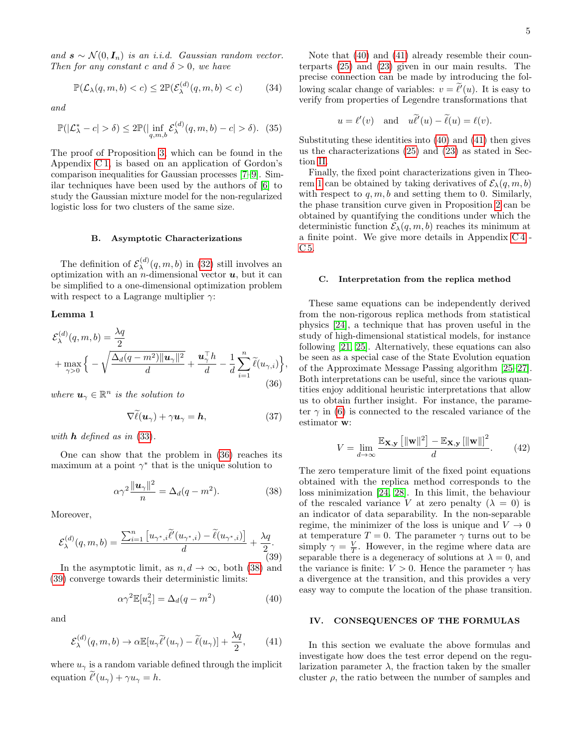*and* $\boldsymbol{s} \sim \mathcal{N}(0, \boldsymbol{I}_n)$ *is an i.i.d. Gaussian random vector. Then for any constant* $c$ *and* $\delta > 0$*, we have*

$$\mathbb{P}(\mathcal{L}_\lambda(q,m,b) < c) \leq 2\mathbb{P}(\mathcal{E}_\lambda^{(d)}(q,m,b) < c) \tag{34}$$

*and*

$$\mathbb{P}(|\mathcal{L}_\lambda^* - c| > \delta) \leq 2\mathbb{P}(|\inf_{q,m,b} \mathcal{E}_\lambda^{(d)}(q,m,b) - c| > \delta). \tag{35}$$

The proof of Proposition 3, which can be found in the Appendix C 1, is based on an application of Gordon's comparison inequalities for Gaussian processes [7–9]. Similar techniques have been used by the authors of [6] to study the Gaussian mixture model for the non-regularized logistic loss for two clusters of the same size.

### B. Asymptotic Characterizations

The definition of $\mathcal{E}_\lambda^{(d)}(q,m,b)$ in (32) still involves an optimization with an $n$-dimensional vector $\boldsymbol{u}$, but it can be simplified to a one-dimensional optimization problem with respect to a Lagrange multiplier $\gamma$:

**Lemma 1**

$$\mathcal{E}_\lambda^{(d)}(q,m,b) = \frac{\lambda q}{2} + \max_{\gamma > 0} \Big\{ -\sqrt{\frac{\Delta_d (q-m^2)\|\boldsymbol{u}_\gamma\|^2}{d}} + \frac{\boldsymbol{u}_\gamma^\top h}{d} - \frac{1}{d}\sum_{i=1}^n \widetilde{\ell}(u_{\gamma,i})\Big\}, \tag{36}$$

*where* $\boldsymbol{u}_\gamma \in \mathbb{R}^n$ *is the solution to*

$$\nabla \widetilde{\ell}(\boldsymbol{u}_\gamma) + \gamma \boldsymbol{u}_\gamma = \boldsymbol{h}, \tag{37}$$

*with* $\boldsymbol{h}$ *defined as in* (33)*.*

One can show that the problem in (36) reaches its maximum at a point $\gamma^*$ that is the unique solution to

$$\alpha\gamma^2 \frac{\|\boldsymbol{u}_\gamma\|^2}{n} = \Delta_d (q - m^2). \tag{38}$$

Moreover,

$$\mathcal{E}_\lambda^{(d)}(q,m,b) = \frac{\sum_{i=1}^n \left[u_{\gamma^*,i}\widetilde{\ell}'(u_{\gamma^*,i}) - \widetilde{\ell}(u_{\gamma^*,i})\right]}{d} + \frac{\lambda q}{2}. \tag{39}$$

In the asymptotic limit, as $n, d \to \infty$, both (38) and (39) converge towards their deterministic limits:

$$\alpha\gamma^2 \mathbb{E}[u_\gamma^2] = \Delta_d (q - m^2) \tag{40}$$

and

$$\mathcal{E}_\lambda^{(d)}(q,m,b) \to \alpha \mathbb{E}[u_\gamma \widetilde{\ell}'(u_\gamma) - \widetilde{\ell}(u_\gamma)] + \frac{\lambda q}{2}, \tag{41}$$

where $u_\gamma$ is a random variable defined through the implicit equation $\widetilde{\ell}'(u_\gamma) + \gamma u_\gamma = h$.

Note that (40) and (41) already resemble their counterparts (25) and (23) given in our main results. The precise connection can be made by introducing the following scalar change of variables: $v = \widetilde{\ell}'(u)$. It is easy to verify from properties of Legendre transformations that

$$u = \ell'(v) \quad \text{and} \quad u\widetilde{\ell}'(u) - \widetilde{\ell}(u) = \ell(v).$$

Substituting these identities into (40) and (41) then gives us the characterizations (25) and (23) as stated in Section II.

Finally, the fixed point characterizations given in Theorem 1 can be obtained by taking derivatives of $\mathcal{E}_\lambda(q,m,b)$ with respect to $q, m, b$ and setting them to 0. Similarly, the phase transition curve given in Proposition 2 can be obtained by quantifying the conditions under which the deterministic function $\mathcal{E}_\lambda(q,m,b)$ reaches its minimum at a finite point. We give more details in Appendix C 4 - C 5.

### C. Interpretation from the replica method

These same equations can be independently derived from the non-rigorous replica methods from statistical physics [24], a technique that has proven useful in the study of high-dimensional statistical models, for instance following [21, 25]. Alternatively, these equations can also be seen as a special case of the State Evolution equation of the Approximate Message Passing algorithm [25–27]. Both interpretations can be useful, since the various quantities enjoy additional heuristic interpretations that allow us to obtain further insight. For instance, the parameter $\gamma$ in (6) is connected to the rescaled variance of the estimator $\mathbf{w}$:

$$V = \lim_{d\to\infty} \frac{\mathbb{E}_{\mathbf{X},\mathbf{y}}\left[\|\mathbf{w}\|^2\right] - \mathbb{E}_{\mathbf{X},\mathbf{y}}\left[\|\mathbf{w}\|\right]^2}{d}. \tag{42}$$

The zero temperature limit of the fixed point equations obtained with the replica method corresponds to the loss minimization [24, 28]. In this limit, the behaviour of the rescaled variance $V$ at zero penalty ($\lambda = 0$) is an indicator of data separability. In the non-separable regime, the minimizer of the loss is unique and $V \to 0$ at temperature $T = 0$. The parameter $\gamma$ turns out to be simply $\gamma = \frac{V}{T}$. However, in the regime where data are separable there is a degeneracy of solutions at $\lambda = 0$, and the variance is finite: $V > 0$. Hence the parameter $\gamma$ has a divergence at the transition, and this provides a very easy way to compute the location of the phase transition.

## IV. CONSEQUENCES OF THE FORMULAS

In this section we evaluate the above formulas and investigate how does the test error depend on the regularization parameter $\lambda$, the fraction taken by the smaller cluster $\rho$, the ratio between the number of samples and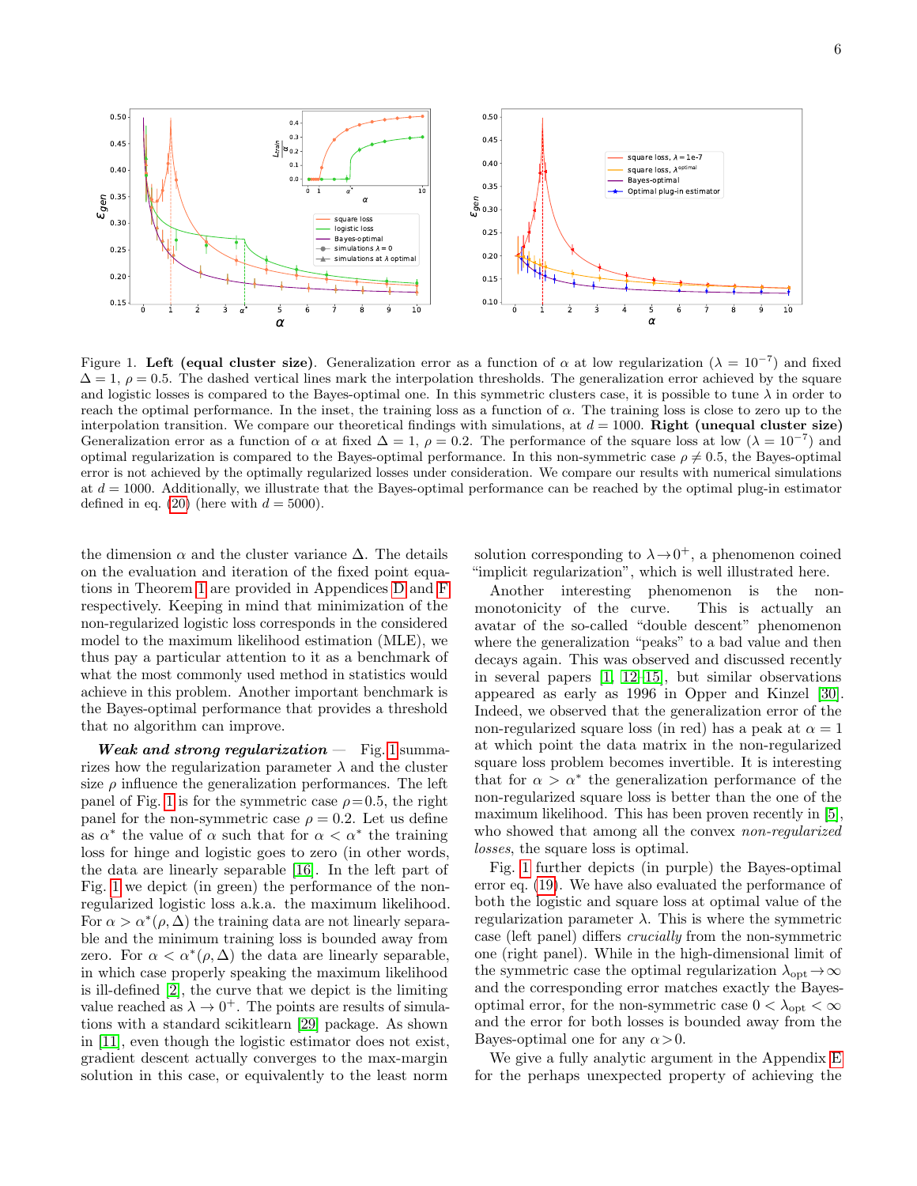Figure 1. **Left (equal cluster size)**. Generalization error as a function of $\alpha$ at low regularization ($\lambda = 10^{-7}$) and fixed $\Delta = 1$, $\rho = 0.5$. The dashed vertical lines mark the interpolation thresholds. The generalization error achieved by the square and logistic losses is compared to the Bayes-optimal one. In this symmetric clusters case, it is possible to tune $\lambda$ in order to reach the optimal performance. In the inset, the training loss as a function of $\alpha$. The training loss is close to zero up to the interpolation transition. We compare our theoretical findings with simulations, at $d = 1000$. **Right (unequal cluster size)** Generalization error as a function of $\alpha$ at fixed $\Delta = 1$, $\rho = 0.2$. The performance of the square loss at low ($\lambda = 10^{-7}$) and optimal regularization is compared to the Bayes-optimal performance. In this non-symmetric case $\rho \neq 0.5$, the Bayes-optimal error is not achieved by the optimally regularized losses under consideration. We compare our results with numerical simulations at $d = 1000$. Additionally, we illustrate that the Bayes-optimal performance can be reached by the optimal plug-in estimator defined in eq. (20) (here with $d = 5000$).

the dimension $\alpha$ and the cluster variance $\Delta$. The details on the evaluation and iteration of the fixed point equations in Theorem 1 are provided in Appendices D and F respectively. Keeping in mind that minimization of the non-regularized logistic loss corresponds in the considered model to the maximum likelihood estimation (MLE), we thus pay a particular attention to it as a benchmark of what the most commonly used method in statistics would achieve in this problem. Another important benchmark is the Bayes-optimal performance that provides a threshold that no algorithm can improve.

***Weak and strong regularization*** — Fig. 1 summarizes how the regularization parameter $\lambda$ and the cluster size $\rho$ influence the generalization performances. The left panel of Fig. 1 is for the symmetric case $\rho{=}0.5$, the right panel for the non-symmetric case $\rho = 0.2$. Let us define as $\alpha^*$ the value of $\alpha$ such that for $\alpha < \alpha^*$ the training loss for hinge and logistic goes to zero (in other words, the data are linearly separable [16]. In the left part of Fig. 1 we depict (in green) the performance of the non-regularized logistic loss a.k.a. the maximum likelihood. For $\alpha > \alpha^*(\rho, \Delta)$ the training data are not linearly separable and the minimum training loss is bounded away from zero. For $\alpha < \alpha^*(\rho, \Delta)$ the data are linearly separable, in which case properly speaking the maximum likelihood is ill-defined [2], the curve that we depict is the limiting value reached as $\lambda \to 0^+$. The points are results of simulations with a standard scikitlearn [29] package. As shown in [11], even though the logistic estimator does not exist, gradient descent actually converges to the max-margin solution in this case, or equivalently to the least norm solution corresponding to $\lambda \to 0^+$, a phenomenon coined "implicit regularization", which is well illustrated here.

Another interesting phenomenon is the non-monotonicity of the curve. This is actually an avatar of the so-called "double descent" phenomenon where the generalization "peaks" to a bad value and then decays again. This was observed and discussed recently in several papers [1, 12–15], but similar observations appeared as early as 1996 in Opper and Kinzel [30]. Indeed, we observed that the generalization error of the non-regularized square loss (in red) has a peak at $\alpha = 1$ at which point the data matrix in the non-regularized square loss problem becomes invertible. It is interesting that for $\alpha > \alpha^*$ the generalization performance of the non-regularized square loss is better than the one of the maximum likelihood. This has been proven recently in [5], who showed that among all the convex *non-regularized losses*, the square loss is optimal.

Fig. 1 further depicts (in purple) the Bayes-optimal error eq. (19). We have also evaluated the performance of both the logistic and square loss at optimal value of the regularization parameter $\lambda$. This is where the symmetric case (left panel) differs *crucially* from the non-symmetric one (right panel). While in the high-dimensional limit of the symmetric case the optimal regularization $\lambda_{\rm opt} \to \infty$ and the corresponding error matches exactly the Bayes-optimal error, for the non-symmetric case $0 < \lambda_{\rm opt} < \infty$ and the error for both losses is bounded away from the Bayes-optimal one for any $\alpha > 0$.

We give a fully analytic argument in the Appendix E for the perhaps unexpected property of achieving the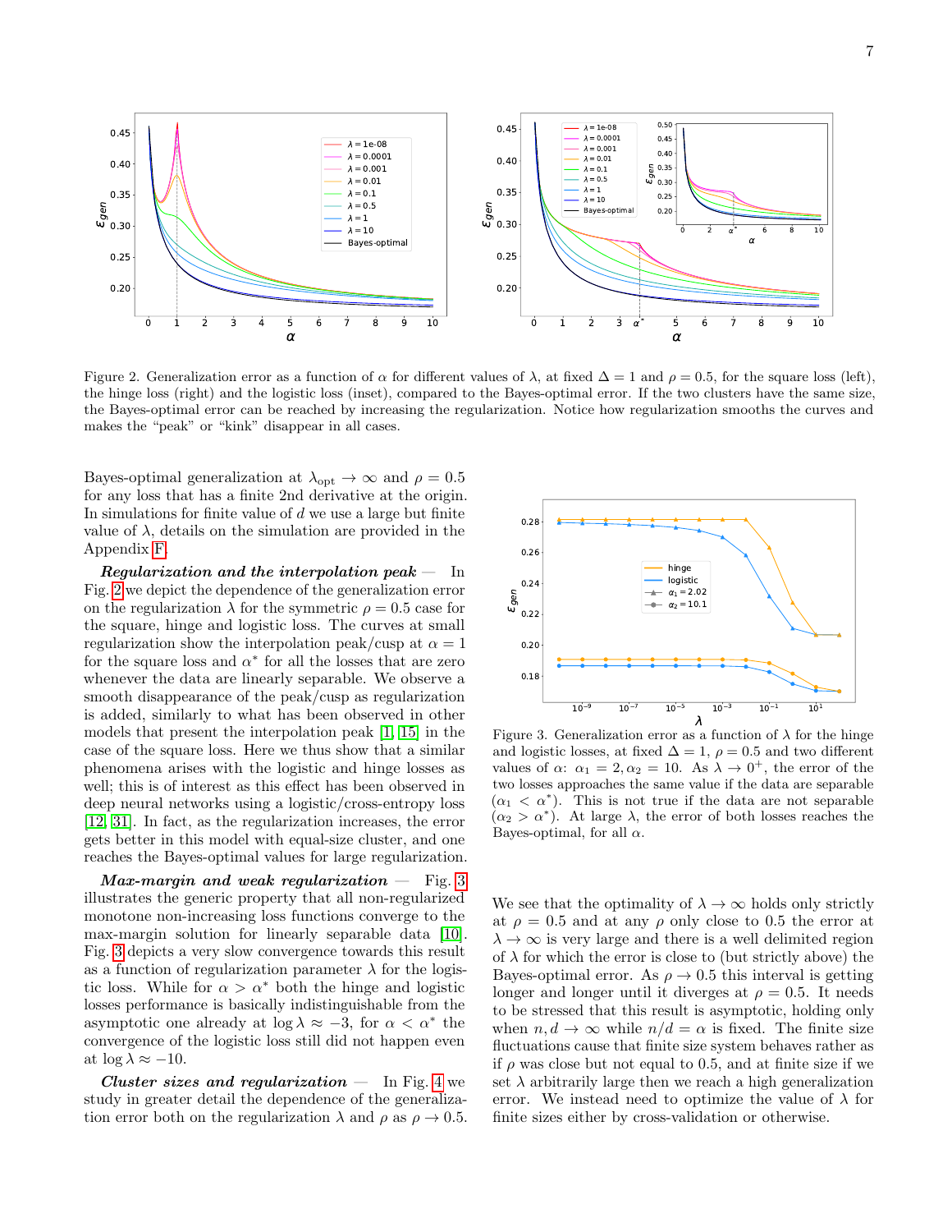Figure 2. Generalization error as a function of $\alpha$ for different values of $\lambda$, at fixed $\Delta = 1$ and $\rho = 0.5$, for the square loss (left), the hinge loss (right) and the logistic loss (inset), compared to the Bayes-optimal error. If the two clusters have the same size, the Bayes-optimal error can be reached by increasing the regularization. Notice how regularization smooths the curves and makes the "peak" or "kink" disappear in all cases.

Bayes-optimal generalization at $\lambda_{\rm opt} \to \infty$ and $\rho = 0.5$ for any loss that has a finite 2nd derivative at the origin. In simulations for finite value of $d$ we use a large but finite value of $\lambda$, details on the simulation are provided in the Appendix F.

***Regularization and the interpolation peak*** — In Fig. 2 we depict the dependence of the generalization error on the regularization $\lambda$ for the symmetric $\rho = 0.5$ case for the square, hinge and logistic loss. The curves at small regularization show the interpolation peak/cusp at $\alpha = 1$ for the square loss and $\alpha^*$ for all the losses that are zero whenever the data are linearly separable. We observe a smooth disappearance of the peak/cusp as regularization is added, similarly to what has been observed in other models that present the interpolation peak [1, 15] in the case of the square loss. Here we thus show that a similar phenomena arises with the logistic and hinge losses as well; this is of interest as this effect has been observed in deep neural networks using a logistic/cross-entropy loss [12, 31]. In fact, as the regularization increases, the error gets better in this model with equal-size cluster, and one reaches the Bayes-optimal values for large regularization.

***Max-margin and weak regularization*** — Fig. 3 illustrates the generic property that all non-regularized monotone non-increasing loss functions converge to the max-margin solution for linearly separable data [10]. Fig. 3 depicts a very slow convergence towards this result as a function of regularization parameter $\lambda$ for the logistic loss. While for $\alpha > \alpha^*$ both the hinge and logistic losses performance is basically indistinguishable from the asymptotic one already at $\log \lambda \approx -3$, for $\alpha < \alpha^*$ the convergence of the logistic loss still did not happen even at $\log \lambda \approx -10$.

***Cluster sizes and regularization*** — In Fig. 4 we study in greater detail the dependence of the generalization error both on the regularization $\lambda$ and $\rho$ as $\rho \to 0.5$.

Figure 3. Generalization error as a function of $\lambda$ for the hinge and logistic losses, at fixed $\Delta = 1$, $\rho = 0.5$ and two different values of $\alpha$: $\alpha_1 = 2, \alpha_2 = 10$. As $\lambda \to 0^+$, the error of the two losses approaches the same value if the data are separable ($\alpha_1 < \alpha^*$). This is not true if the data are not separable ($\alpha_2 > \alpha^*$). At large $\lambda$, the error of both losses reaches the Bayes-optimal, for all $\alpha$.

We see that the optimality of $\lambda \to \infty$ holds only strictly at $\rho = 0.5$ and at any $\rho$ only close to 0.5 the error at $\lambda \to \infty$ is very large and there is a well delimited region of $\lambda$ for which the error is close to (but strictly above) the Bayes-optimal error. As $\rho \to 0.5$ this interval is getting longer and longer until it diverges at $\rho = 0.5$. It needs to be stressed that this result is asymptotic, holding only when $n, d \to \infty$ while $n/d = \alpha$ is fixed. The finite size fluctuations cause that finite size system behaves rather as if $\rho$ was close but not equal to 0.5, and at finite size if we set $\lambda$ arbitrarily large then we reach a high generalization error. We instead need to optimize the value of $\lambda$ for finite sizes either by cross-validation or otherwise.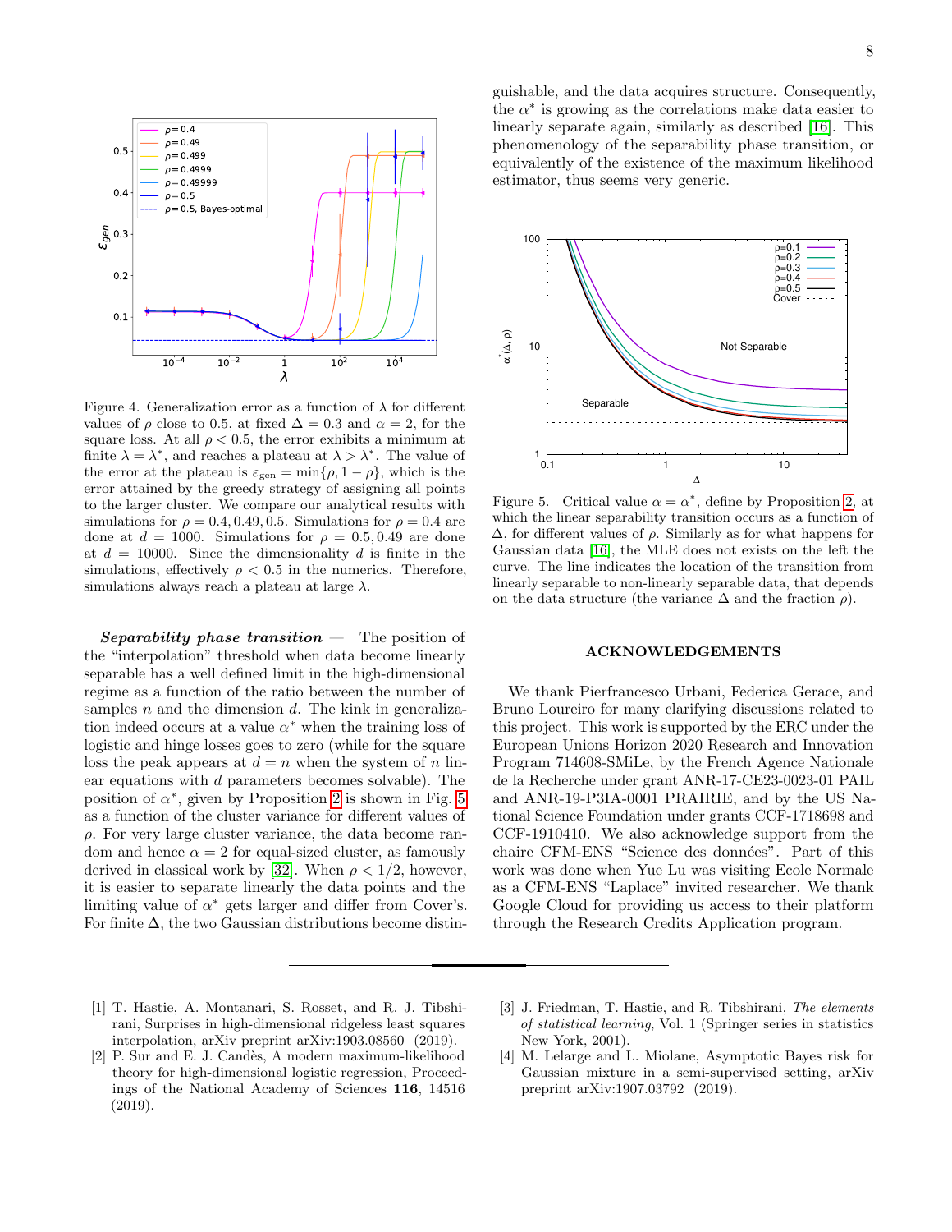Figure 4. Generalization error as a function of $\lambda$ for different values of $\rho$ close to 0.5, at fixed $\Delta = 0.3$ and $\alpha = 2$, for the square loss. At all $\rho < 0.5$, the error exhibits a minimum at finite $\lambda = \lambda^*$, and reaches a plateau at $\lambda > \lambda^*$. The value of the error at the plateau is $\varepsilon_{\rm gen} = \min\{\rho, 1-\rho\}$, which is the error attained by the greedy strategy of assigning all points to the larger cluster. We compare our analytical results with simulations for $\rho = 0.4, 0.49, 0.5$. Simulations for $\rho = 0.4$ are done at $d = 1000$. Simulations for $\rho = 0.5, 0.49$ are done at $d = 10000$. Since the dimensionality $d$ is finite in the simulations, effectively $\rho < 0.5$ in the numerics. Therefore, simulations always reach a plateau at large $\lambda$.

***Separability phase transition*** — The position of the "interpolation" threshold when data become linearly separable has a well defined limit in the high-dimensional regime as a function of the ratio between the number of samples $n$ and the dimension $d$. The kink in generalization indeed occurs at a value $\alpha^*$ when the training loss of logistic and hinge losses goes to zero (while for the square loss the peak appears at $d = n$ when the system of $n$ linear equations with $d$ parameters becomes solvable). The position of $\alpha^*$, given by Proposition 2 is shown in Fig. 5 as a function of the cluster variance for different values of $\rho$. For very large cluster variance, the data become random and hence $\alpha = 2$ for equal-sized cluster, as famously derived in classical work by [32]. When $\rho < 1/2$, however, it is easier to separate linearly the data points and the limiting value of $\alpha^*$ gets larger and differ from Cover's. For finite $\Delta$, the two Gaussian distributions become distinguishable, and the data acquires structure. Consequently, the $\alpha^*$ is growing as the correlations make data easier to linearly separate again, similarly as described [16]. This phenomenology of the separability phase transition, or equivalently of the existence of the maximum likelihood estimator, thus seems very generic.

Figure 5. Critical value $\alpha = \alpha^*$, define by Proposition 2, at which the linear separability transition occurs as a function of $\Delta$, for different values of $\rho$. Similarly as for what happens for Gaussian data [16], the MLE does not exists on the left the curve. The line indicates the location of the transition from linearly separable to non-linearly separable data, that depends on the data structure (the variance $\Delta$ and the fraction $\rho$).

## ACKNOWLEDGEMENTS

We thank Pierfrancesco Urbani, Federica Gerace, and Bruno Loureiro for many clarifying discussions related to this project. This work is supported by the ERC under the European Unions Horizon 2020 Research and Innovation Program 714608-SMiLe, by the French Agence Nationale de la Recherche under grant ANR-17-CE23-0023-01 PAIL and ANR-19-P3IA-0001 PRAIRIE, and by the US National Science Foundation under grants CCF-1718698 and CCF-1910410. We also acknowledge support from the chaire CFM-ENS "Science des données". Part of this work was done when Yue Lu was visiting Ecole Normale as a CFM-ENS "Laplace" invited researcher. We thank Google Cloud for providing us access to their platform through the Research Credits Application program.

---

[1] T. Hastie, A. Montanari, S. Rosset, and R. J. Tibshirani, Surprises in high-dimensional ridgeless least squares interpolation, arXiv preprint arXiv:1903.08560 (2019).

[2] P. Sur and E. J. Candès, A modern maximum-likelihood theory for high-dimensional logistic regression, Proceedings of the National Academy of Sciences **116**, 14516 (2019).

[3] J. Friedman, T. Hastie, and R. Tibshirani, *The elements of statistical learning*, Vol. 1 (Springer series in statistics New York, 2001).

[4] M. Lelarge and L. Miolane, Asymptotic Bayes risk for Gaussian mixture in a semi-supervised setting, arXiv preprint arXiv:1907.03792 (2019).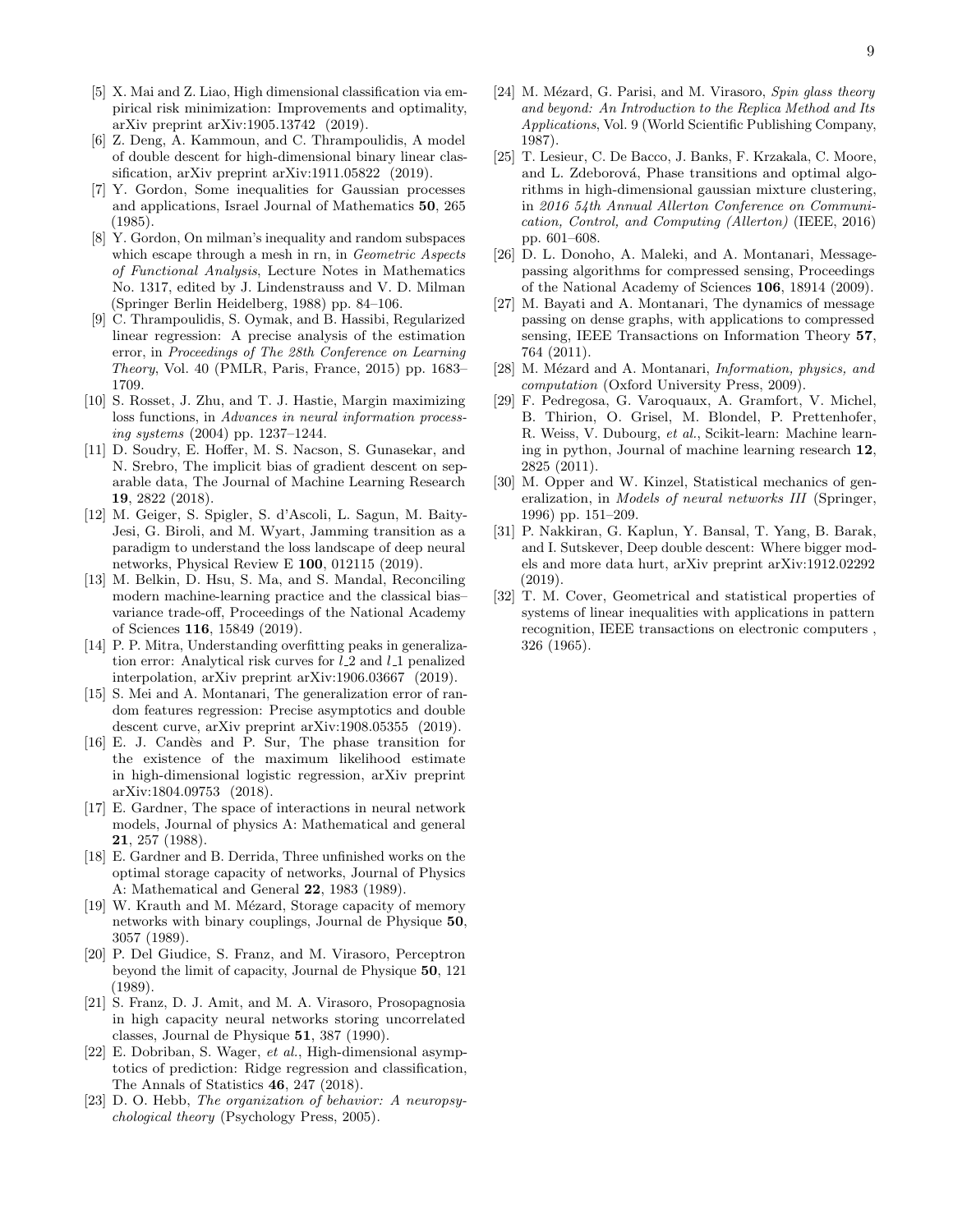[5] X. Mai and Z. Liao, High dimensional classification via empirical risk minimization: Improvements and optimality, arXiv preprint arXiv:1905.13742 (2019).

[6] Z. Deng, A. Kammoun, and C. Thrampoulidis, A model of double descent for high-dimensional binary linear classification, arXiv preprint arXiv:1911.05822 (2019).

[7] Y. Gordon, Some inequalities for Gaussian processes and applications, Israel Journal of Mathematics **50**, 265 (1985).

[8] Y. Gordon, On milman's inequality and random subspaces which escape through a mesh in rn, in *Geometric Aspects of Functional Analysis*, Lecture Notes in Mathematics No. 1317, edited by J. Lindenstrauss and V. D. Milman (Springer Berlin Heidelberg, 1988) pp. 84–106.

[9] C. Thrampoulidis, S. Oymak, and B. Hassibi, Regularized linear regression: A precise analysis of the estimation error, in *Proceedings of The 28th Conference on Learning Theory*, Vol. 40 (PMLR, Paris, France, 2015) pp. 1683–1709.

[10] S. Rosset, J. Zhu, and T. J. Hastie, Margin maximizing loss functions, in *Advances in neural information processing systems* (2004) pp. 1237–1244.

[11] D. Soudry, E. Hoffer, M. S. Nacson, S. Gunasekar, and N. Srebro, The implicit bias of gradient descent on separable data, The Journal of Machine Learning Research **19**, 2822 (2018).

[12] M. Geiger, S. Spigler, S. d'Ascoli, L. Sagun, M. Baity-Jesi, G. Biroli, and M. Wyart, Jamming transition as a paradigm to understand the loss landscape of deep neural networks, Physical Review E **100**, 012115 (2019).

[13] M. Belkin, D. Hsu, S. Ma, and S. Mandal, Reconciling modern machine-learning practice and the classical bias–variance trade-off, Proceedings of the National Academy of Sciences **116**, 15849 (2019).

[14] P. P. Mitra, Understanding overfitting peaks in generalization error: Analytical risk curves for $l\_2$ and $l\_1$ penalized interpolation, arXiv preprint arXiv:1906.03667 (2019).

[15] S. Mei and A. Montanari, The generalization error of random features regression: Precise asymptotics and double descent curve, arXiv preprint arXiv:1908.05355 (2019).

[16] E. J. Candès and P. Sur, The phase transition for the existence of the maximum likelihood estimate in high-dimensional logistic regression, arXiv preprint arXiv:1804.09753 (2018).

[17] E. Gardner, The space of interactions in neural network models, Journal of physics A: Mathematical and general **21**, 257 (1988).

[18] E. Gardner and B. Derrida, Three unfinished works on the optimal storage capacity of networks, Journal of Physics A: Mathematical and General **22**, 1983 (1989).

[19] W. Krauth and M. Mézard, Storage capacity of memory networks with binary couplings, Journal de Physique **50**, 3057 (1989).

[20] P. Del Giudice, S. Franz, and M. Virasoro, Perceptron beyond the limit of capacity, Journal de Physique **50**, 121 (1989).

[21] S. Franz, D. J. Amit, and M. A. Virasoro, Prosopagnosia in high capacity neural networks storing uncorrelated classes, Journal de Physique **51**, 387 (1990).

[22] E. Dobriban, S. Wager, *et al.*, High-dimensional asymptotics of prediction: Ridge regression and classification, The Annals of Statistics **46**, 247 (2018).

[23] D. O. Hebb, *The organization of behavior: A neuropsychological theory* (Psychology Press, 2005).

[24] M. Mézard, G. Parisi, and M. Virasoro, *Spin glass theory and beyond: An Introduction to the Replica Method and Its Applications*, Vol. 9 (World Scientific Publishing Company, 1987).

[25] T. Lesieur, C. De Bacco, J. Banks, F. Krzakala, C. Moore, and L. Zdeborová, Phase transitions and optimal algorithms in high-dimensional gaussian mixture clustering, in *2016 54th Annual Allerton Conference on Communication, Control, and Computing (Allerton)* (IEEE, 2016) pp. 601–608.

[26] D. L. Donoho, A. Maleki, and A. Montanari, Message-passing algorithms for compressed sensing, Proceedings of the National Academy of Sciences **106**, 18914 (2009).

[27] M. Bayati and A. Montanari, The dynamics of message passing on dense graphs, with applications to compressed sensing, IEEE Transactions on Information Theory **57**, 764 (2011).

[28] M. Mézard and A. Montanari, *Information, physics, and computation* (Oxford University Press, 2009).

[29] F. Pedregosa, G. Varoquaux, A. Gramfort, V. Michel, B. Thirion, O. Grisel, M. Blondel, P. Prettenhofer, R. Weiss, V. Dubourg, *et al.*, Scikit-learn: Machine learning in python, Journal of machine learning research **12**, 2825 (2011).

[30] M. Opper and W. Kinzel, Statistical mechanics of generalization, in *Models of neural networks III* (Springer, 1996) pp. 151–209.

[31] P. Nakkiran, G. Kaplun, Y. Bansal, T. Yang, B. Barak, and I. Sutskever, Deep double descent: Where bigger models and more data hurt, arXiv preprint arXiv:1912.02292 (2019).

[32] T. M. Cover, Geometrical and statistical properties of systems of linear inequalities with applications in pattern recognition, IEEE transactions on electronic computers , 326 (1965).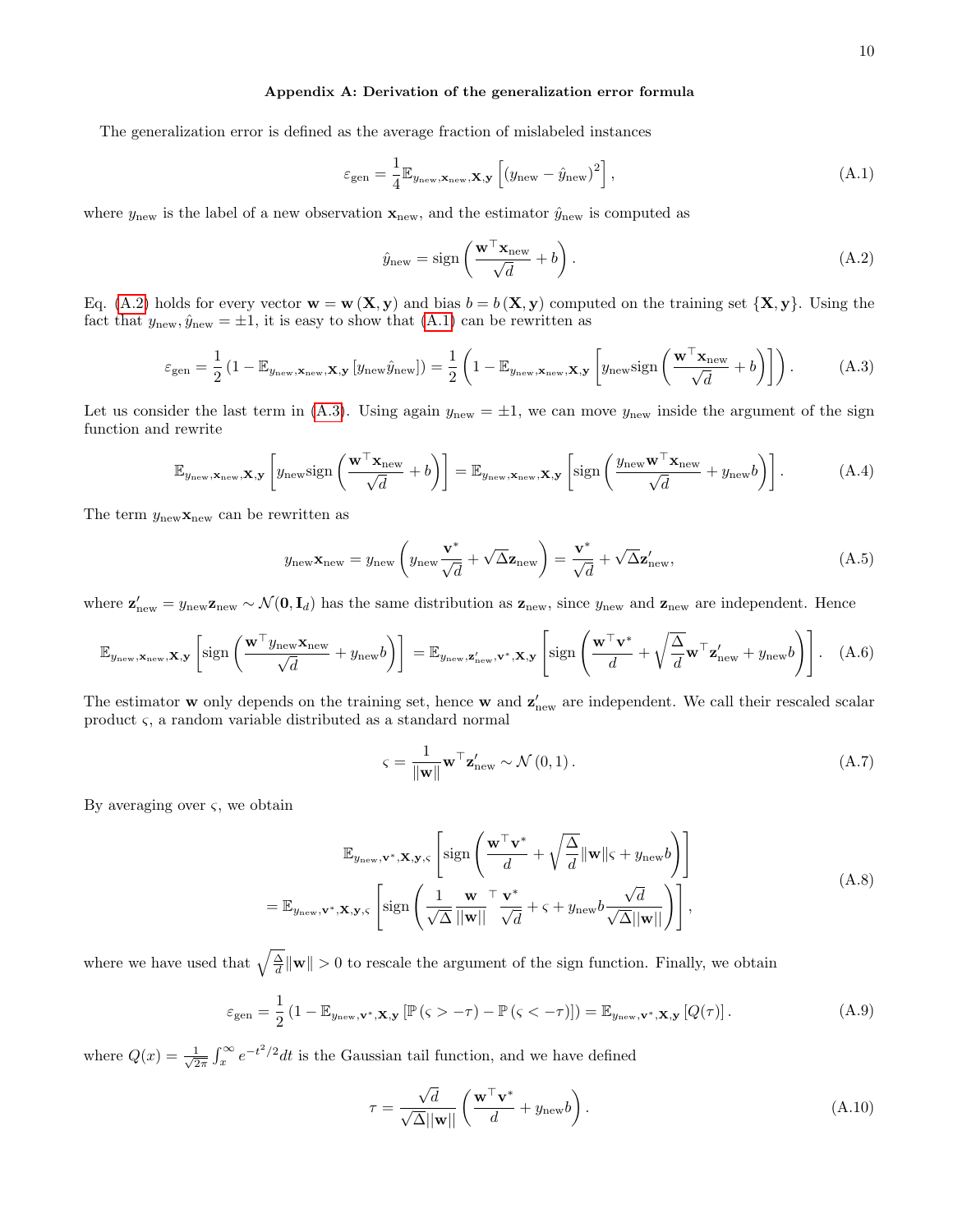### Appendix A: Derivation of the generalization error formula

The generalization error is defined as the average fraction of mislabeled instances

$$\varepsilon_{\text{gen}} = \frac{1}{4}\mathbb{E}_{y_{\text{new}},\mathbf{x}_{\text{new}},\mathbf{X},\mathbf{y}}\left[\left(y_{\text{new}} - \hat{y}_{\text{new}}\right)^2\right], \tag{A.1}$$

where $y_{\text{new}}$ is the label of a new observation $\mathbf{x}_{\text{new}}$, and the estimator $\hat{y}_{\text{new}}$ is computed as

$$\hat{y}_{\text{new}} = \text{sign}\left(\frac{\mathbf{w}^\top \mathbf{x}_{\text{new}}}{\sqrt{d}} + b\right). \tag{A.2}$$

Eq. (A.2) holds for every vector $\mathbf{w} = \mathbf{w}\left(\mathbf{X}, \mathbf{y}\right)$ and bias $b = b\left(\mathbf{X}, \mathbf{y}\right)$ computed on the training set $\{\mathbf{X}, \mathbf{y}\}$. Using the fact that $y_{\text{new}}, \hat{y}_{\text{new}} = \pm 1$, it is easy to show that (A.1) can be rewritten as

$$\varepsilon_{\text{gen}} = \frac{1}{2}\left(1 - \mathbb{E}_{y_{\text{new}},\mathbf{x}_{\text{new}},\mathbf{X},\mathbf{y}}\left[y_{\text{new}}\hat{y}_{\text{new}}\right]\right) = \frac{1}{2}\left(1 - \mathbb{E}_{y_{\text{new}},\mathbf{x}_{\text{new}},\mathbf{X},\mathbf{y}}\left[y_{\text{new}}\text{sign}\left(\frac{\mathbf{w}^\top \mathbf{x}_{\text{new}}}{\sqrt{d}} + b\right)\right]\right). \tag{A.3}$$

Let us consider the last term in (A.3). Using again $y_{\text{new}} = \pm 1$, we can move $y_{\text{new}}$ inside the argument of the sign function and rewrite

$$\mathbb{E}_{y_{\text{new}},\mathbf{x}_{\text{new}},\mathbf{X},\mathbf{y}}\left[y_{\text{new}}\text{sign}\left(\frac{\mathbf{w}^\top \mathbf{x}_{\text{new}}}{\sqrt{d}} + b\right)\right] = \mathbb{E}_{y_{\text{new}},\mathbf{x}_{\text{new}},\mathbf{X},\mathbf{y}}\left[\text{sign}\left(\frac{y_{\text{new}}\mathbf{w}^\top \mathbf{x}_{\text{new}}}{\sqrt{d}} + y_{\text{new}}b\right)\right]. \tag{A.4}$$

The term $y_{\text{new}}\mathbf{x}_{\text{new}}$ can be rewritten as

$$y_{\text{new}}\mathbf{x}_{\text{new}} = y_{\text{new}}\left(y_{\text{new}}\frac{\mathbf{v}^*}{\sqrt{d}} + \sqrt{\Delta}\mathbf{z}_{\text{new}}\right) = \frac{\mathbf{v}^*}{\sqrt{d}} + \sqrt{\Delta}\mathbf{z}'_{\text{new}}, \tag{A.5}$$

where $\mathbf{z}'_{\text{new}} = y_{\text{new}}\mathbf{z}_{\text{new}} \sim \mathcal{N}(\mathbf{0}, \mathbf{I}_d)$ has the same distribution as $\mathbf{z}_{\text{new}}$, since $y_{\text{new}}$ and $\mathbf{z}_{\text{new}}$ are independent. Hence

$$\mathbb{E}_{y_{\text{new}},\mathbf{x}_{\text{new}},\mathbf{X},\mathbf{y}}\left[\text{sign}\left(\frac{\mathbf{w}^\top y_{\text{new}}\mathbf{x}_{\text{new}}}{\sqrt{d}} + y_{\text{new}}b\right)\right] = \mathbb{E}_{y_{\text{new}},\mathbf{z}'_{\text{new}},\mathbf{v}^*,\mathbf{X},\mathbf{y}}\left[\text{sign}\left(\frac{\mathbf{w}^\top \mathbf{v}^*}{d} + \sqrt{\frac{\Delta}{d}}\mathbf{w}^\top \mathbf{z}'_{\text{new}} + y_{\text{new}}b\right)\right]. \tag{A.6}$$

The estimator $\mathbf{w}$ only depends on the training set, hence $\mathbf{w}$ and $\mathbf{z}'_{\text{new}}$ are independent. We call their rescaled scalar product $\varsigma$, a random variable distributed as a standard normal

$$\varsigma = \frac{1}{\|\mathbf{w}\|}\mathbf{w}^\top \mathbf{z}'_{\text{new}} \sim \mathcal{N}\left(0, 1\right). \tag{A.7}$$

By averaging over $\varsigma$, we obtain

$$\begin{aligned}
&\mathbb{E}_{y_{\text{new}},\mathbf{v}^*,\mathbf{X},\mathbf{y},\varsigma}\left[\text{sign}\left(\frac{\mathbf{w}^\top \mathbf{v}^*}{d} + \sqrt{\frac{\Delta}{d}}\|\mathbf{w}\|\varsigma + y_{\text{new}}b\right)\right] \\
&= \mathbb{E}_{y_{\text{new}},\mathbf{v}^*,\mathbf{X},\mathbf{y},\varsigma}\left[\text{sign}\left(\frac{1}{\sqrt{\Delta}}\frac{\mathbf{w}}{\|\mathbf{w}\|}^\top\frac{\mathbf{v}^*}{\sqrt{d}} + \varsigma + y_{\text{new}}b\frac{\sqrt{d}}{\sqrt{\Delta}\|\mathbf{w}\|}\right)\right],
\end{aligned} \tag{A.8}$$

where we have used that $\sqrt{\frac{\Delta}{d}}\|\mathbf{w}\| > 0$ to rescale the argument of the sign function. Finally, we obtain

$$\varepsilon_{\text{gen}} = \frac{1}{2}\left(1 - \mathbb{E}_{y_{\text{new}},\mathbf{v}^*,\mathbf{X},\mathbf{y}}\left[\mathbb{P}\left(\varsigma > -\tau\right) - \mathbb{P}\left(\varsigma < -\tau\right)\right]\right) = \mathbb{E}_{y_{\text{new}},\mathbf{v}^*,\mathbf{X},\mathbf{y}}\left[Q(\tau)\right]. \tag{A.9}$$

where $Q(x) = \frac{1}{\sqrt{2\pi}}\int_x^\infty e^{-t^2/2}dt$ is the Gaussian tail function, and we have defined

$$\tau = \frac{\sqrt{d}}{\sqrt{\Delta}\|\mathbf{w}\|}\left(\frac{\mathbf{w}^\top \mathbf{v}^*}{d} + y_{\text{new}}b\right). \tag{A.10}$$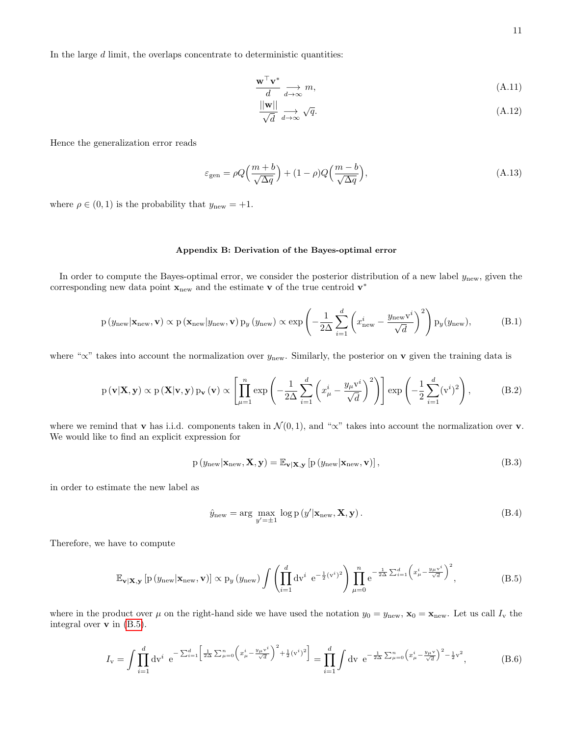In the large $d$ limit, the overlaps concentrate to deterministic quantities:

$$\frac{\mathbf{w}^\top \mathbf{v}^*}{d} \underset{d\to\infty}{\longrightarrow} m, \tag{A.11}$$

$$\frac{||\mathbf{w}||}{\sqrt{d}} \underset{d\to\infty}{\longrightarrow} \sqrt{q}. \tag{A.12}$$

Hence the generalization error reads

$$\varepsilon_{\text{gen}} = \rho Q\Big(\frac{m+b}{\sqrt{\Delta q}}\Big) + (1-\rho) Q\Big(\frac{m-b}{\sqrt{\Delta q}}\Big), \tag{A.13}$$

where $\rho \in (0,1)$ is the probability that $y_{\text{new}} = +1$.

## Appendix B: Derivation of the Bayes-optimal error

In order to compute the Bayes-optimal error, we consider the posterior distribution of a new label $y_{\text{new}}$, given the corresponding new data point $\mathbf{x}_{\text{new}}$ and the estimate $\mathbf{v}$ of the true centroid $\mathbf{v}^*$

$$\mathrm{p}\left(y_{\text{new}}|\mathbf{x}_{\text{new}}, \mathbf{v}\right) \propto \mathrm{p}\left(\mathbf{x}_{\text{new}}|y_{\text{new}}, \mathbf{v}\right) \mathrm{p}_y\left(y_{\text{new}}\right) \propto \exp\left(-\frac{1}{2\Delta}\sum_{i=1}^{d}\left(x^i_{\text{new}} - \frac{y_{\text{new}}\mathrm{v}^i}{\sqrt{d}}\right)^2\right)\mathrm{p}_y(y_{\text{new}}), \tag{B.1}$$

where "$\propto$" takes into account the normalization over $y_{\text{new}}$. Similarly, the posterior on $\mathbf{v}$ given the training data is

$$\mathrm{p}\left(\mathbf{v}|\mathbf{X}, \mathbf{y}\right) \propto \mathrm{p}\left(\mathbf{X}|\mathbf{v}, \mathbf{y}\right) \mathrm{p}_{\mathbf{v}}\left(\mathbf{v}\right) \propto \left[\prod_{\mu=1}^{n}\exp\left(-\frac{1}{2\Delta}\sum_{i=1}^{d}\left(x^i_{\mu} - \frac{y_{\mu}\mathrm{v}^i}{\sqrt{d}}\right)^2\right)\right]\exp\left(-\frac{1}{2}\sum_{i=1}^{d}(\mathrm{v}^i)^2\right), \tag{B.2}$$

where we remind that $\mathbf{v}$ has i.i.d. components taken in $\mathcal{N}(0,1)$, and "$\propto$" takes into account the normalization over $\mathbf{v}$. We would like to find an explicit expression for

$$\mathrm{p}\left(y_{\text{new}}|\mathbf{x}_{\text{new}}, \mathbf{X}, \mathbf{y}\right) = \mathbb{E}_{\mathbf{v}|\mathbf{X},\mathbf{y}}\left[\mathrm{p}\left(y_{\text{new}}|\mathbf{x}_{\text{new}}, \mathbf{v}\right)\right], \tag{B.3}$$

in order to estimate the new label as

$$\hat{y}_{\text{new}} = \arg\max_{y'=\pm1} \log \mathrm{p}\left(y'|\mathbf{x}_{\text{new}}, \mathbf{X}, \mathbf{y}\right). \tag{B.4}$$

Therefore, we have to compute

$$\mathbb{E}_{\mathbf{v}|\mathbf{X},\mathbf{y}}\left[\mathrm{p}\left(y_{\text{new}}|\mathbf{x}_{\text{new}}, \mathbf{v}\right)\right] \propto \mathrm{p}_y\left(y_{\text{new}}\right)\int\left(\prod_{i=1}^{d}\mathrm{dv}^i\ \mathrm{e}^{-\frac{1}{2}(\mathrm{v}^i)^2}\right)\prod_{\mu=0}^{n}\mathrm{e}^{-\frac{1}{2\Delta}\sum_{i=1}^{d}\left(x^i_{\mu} - \frac{y_{\mu}\mathrm{v}^i}{\sqrt{d}}\right)^2}, \tag{B.5}$$

where in the product over $\mu$ on the right-hand side we have used the notation $y_0 = y_{\text{new}}$, $\mathbf{x}_0 = \mathbf{x}_{\text{new}}$. Let us call $I_{\mathrm{v}}$ the integral over $\mathbf{v}$ in (B.5).

$$I_{\mathrm{v}} = \int\prod_{i=1}^{d}\mathrm{dv}^i\ \mathrm{e}^{-\sum_{i=1}^{d}\left[\frac{1}{2\Delta}\sum_{\mu=0}^{n}\left(x^i_{\mu} - \frac{y_{\mu}\mathrm{v}^i}{\sqrt{d}}\right)^2 + \frac{1}{2}(\mathrm{v}^i)^2\right]} = \prod_{i=1}^{d}\int\mathrm{dv}\ \mathrm{e}^{-\frac{1}{2\Delta}\sum_{\mu=0}^{n}\left(x^i_{\mu} - \frac{y_{\mu}\mathrm{v}}{\sqrt{d}}\right)^2 - \frac{1}{2}\mathrm{v}^2}, \tag{B.6}$$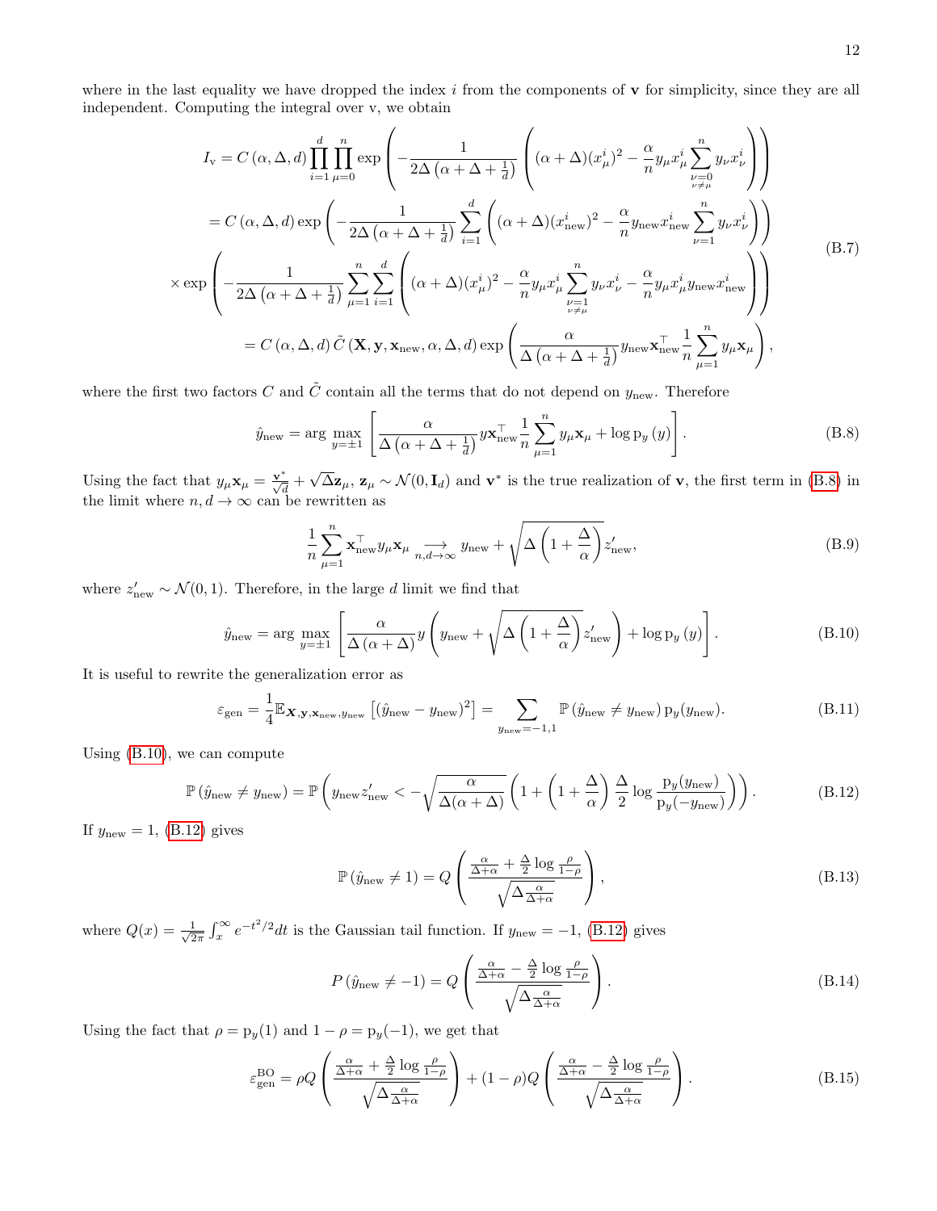where in the last equality we have dropped the index $i$ from the components of $\mathbf{v}$ for simplicity, since they are all independent. Computing the integral over v, we obtain

$$
\begin{aligned}
I_{\mathrm{v}} &= C(\alpha, \Delta, d) \prod_{i=1}^{d} \prod_{\mu=0}^{n} \exp\left(-\frac{1}{2\Delta\left(\alpha+\Delta+\frac{1}{d}\right)}\left((\alpha+\Delta)(x_\mu^i)^2 - \frac{\alpha}{n} y_\mu x_\mu^i \sum_{\substack{\nu=0 \\ \nu\neq\mu}}^{n} y_\nu x_\nu^i\right)\right) \\
&= C(\alpha, \Delta, d) \exp\left(-\frac{1}{2\Delta\left(\alpha+\Delta+\frac{1}{d}\right)} \sum_{i=1}^{d}\left((\alpha+\Delta)(x_{\text{new}}^i)^2 - \frac{\alpha}{n} y_{\text{new}} x_{\text{new}}^i \sum_{\nu=1}^{n} y_\nu x_\nu^i\right)\right) \\
&\times \exp\left(-\frac{1}{2\Delta\left(\alpha+\Delta+\frac{1}{d}\right)} \sum_{\mu=1}^{n}\sum_{i=1}^{d}\left((\alpha+\Delta)(x_\mu^i)^2 - \frac{\alpha}{n} y_\mu x_\mu^i \sum_{\substack{\nu=1 \\ \nu\neq\mu}}^{n} y_\nu x_\nu^i - \frac{\alpha}{n} y_\mu x_\mu^i y_{\text{new}} x_{\text{new}}^i\right)\right) \\
&= C(\alpha, \Delta, d)\, \tilde{C}(\mathbf{X}, \mathbf{y}, \mathbf{x}_{\text{new}}, \alpha, \Delta, d) \exp\left(\frac{\alpha}{\Delta\left(\alpha+\Delta+\frac{1}{d}\right)} y_{\text{new}} \mathbf{x}_{\text{new}}^\top \frac{1}{n}\sum_{\mu=1}^{n} y_\mu \mathbf{x}_\mu\right),
\end{aligned}
\tag{B.7}
$$

where the first two factors $C$ and $\tilde{C}$ contain all the terms that do not depend on $y_{\text{new}}$. Therefore

$$
\hat{y}_{\text{new}} = \arg\max_{y=\pm1}\left[\frac{\alpha}{\Delta\left(\alpha+\Delta+\frac{1}{d}\right)} y \mathbf{x}_{\text{new}}^\top \frac{1}{n}\sum_{\mu=1}^{n} y_\mu \mathbf{x}_\mu + \log \mathrm{p}_y(y)\right]. \tag{B.8}
$$

Using the fact that $y_\mu \mathbf{x}_\mu = \frac{\mathbf{v}^*}{\sqrt{d}} + \sqrt{\Delta}\mathbf{z}_\mu$, $\mathbf{z}_\mu \sim \mathcal{N}(0, \mathbf{I}_d)$ and $\mathbf{v}^*$ is the true realization of $\mathbf{v}$, the first term in (B.8) in the limit where $n, d \to \infty$ can be rewritten as

$$
\frac{1}{n}\sum_{\mu=1}^{n} \mathbf{x}_{\text{new}}^\top y_\mu \mathbf{x}_\mu \underset{n,d\to\infty}{\longrightarrow} y_{\text{new}} + \sqrt{\Delta\left(1+\frac{\Delta}{\alpha}\right)} z'_{\text{new}}, \tag{B.9}
$$

where $z'_{\text{new}} \sim \mathcal{N}(0,1)$. Therefore, in the large $d$ limit we find that

$$
\hat{y}_{\text{new}} = \arg\max_{y=\pm1}\left[\frac{\alpha}{\Delta(\alpha+\Delta)} y\left(y_{\text{new}} + \sqrt{\Delta\left(1+\frac{\Delta}{\alpha}\right)} z'_{\text{new}}\right) + \log \mathrm{p}_y(y)\right]. \tag{B.10}
$$

It is useful to rewrite the generalization error as

$$
\varepsilon_{\text{gen}} = \frac{1}{4}\mathbb{E}_{\mathbf{X},\mathbf{y},\mathbf{x}_{\text{new}},y_{\text{new}}}\left[(\hat{y}_{\text{new}} - y_{\text{new}})^2\right] = \sum_{y_{\text{new}}=-1,1} \mathbb{P}\left(\hat{y}_{\text{new}} \neq y_{\text{new}}\right) \mathrm{p}_y(y_{\text{new}}). \tag{B.11}
$$

Using (B.10), we can compute

$$
\mathbb{P}\left(\hat{y}_{\text{new}} \neq y_{\text{new}}\right) = \mathbb{P}\left(y_{\text{new}} z'_{\text{new}} < -\sqrt{\frac{\alpha}{\Delta(\alpha+\Delta)}}\left(1 + \left(1+\frac{\Delta}{\alpha}\right)\frac{\Delta}{2}\log\frac{\mathrm{p}_y(y_{\text{new}})}{\mathrm{p}_y(-y_{\text{new}})}\right)\right). \tag{B.12}
$$

If $y_{\text{new}} = 1$, (B.12) gives

$$
\mathbb{P}\left(\hat{y}_{\text{new}} \neq 1\right) = Q\left(\frac{\frac{\alpha}{\Delta+\alpha} + \frac{\Delta}{2}\log\frac{\rho}{1-\rho}}{\sqrt{\Delta\frac{\alpha}{\Delta+\alpha}}}\right), \tag{B.13}
$$

where $Q(x) = \frac{1}{\sqrt{2\pi}}\int_x^\infty e^{-t^2/2}dt$ is the Gaussian tail function. If $y_{\text{new}} = -1$, (B.12) gives

$$
P\left(\hat{y}_{\text{new}} \neq -1\right) = Q\left(\frac{\frac{\alpha}{\Delta+\alpha} - \frac{\Delta}{2}\log\frac{\rho}{1-\rho}}{\sqrt{\Delta\frac{\alpha}{\Delta+\alpha}}}\right). \tag{B.14}
$$

Using the fact that $\rho = \mathrm{p}_y(1)$ and $1-\rho = \mathrm{p}_y(-1)$, we get that

$$
\varepsilon_{\text{gen}}^{\text{BO}} = \rho Q\left(\frac{\frac{\alpha}{\Delta+\alpha} + \frac{\Delta}{2}\log\frac{\rho}{1-\rho}}{\sqrt{\Delta\frac{\alpha}{\Delta+\alpha}}}\right) + (1-\rho) Q\left(\frac{\frac{\alpha}{\Delta+\alpha} - \frac{\Delta}{2}\log\frac{\rho}{1-\rho}}{\sqrt{\Delta\frac{\alpha}{\Delta+\alpha}}}\right). \tag{B.15}
$$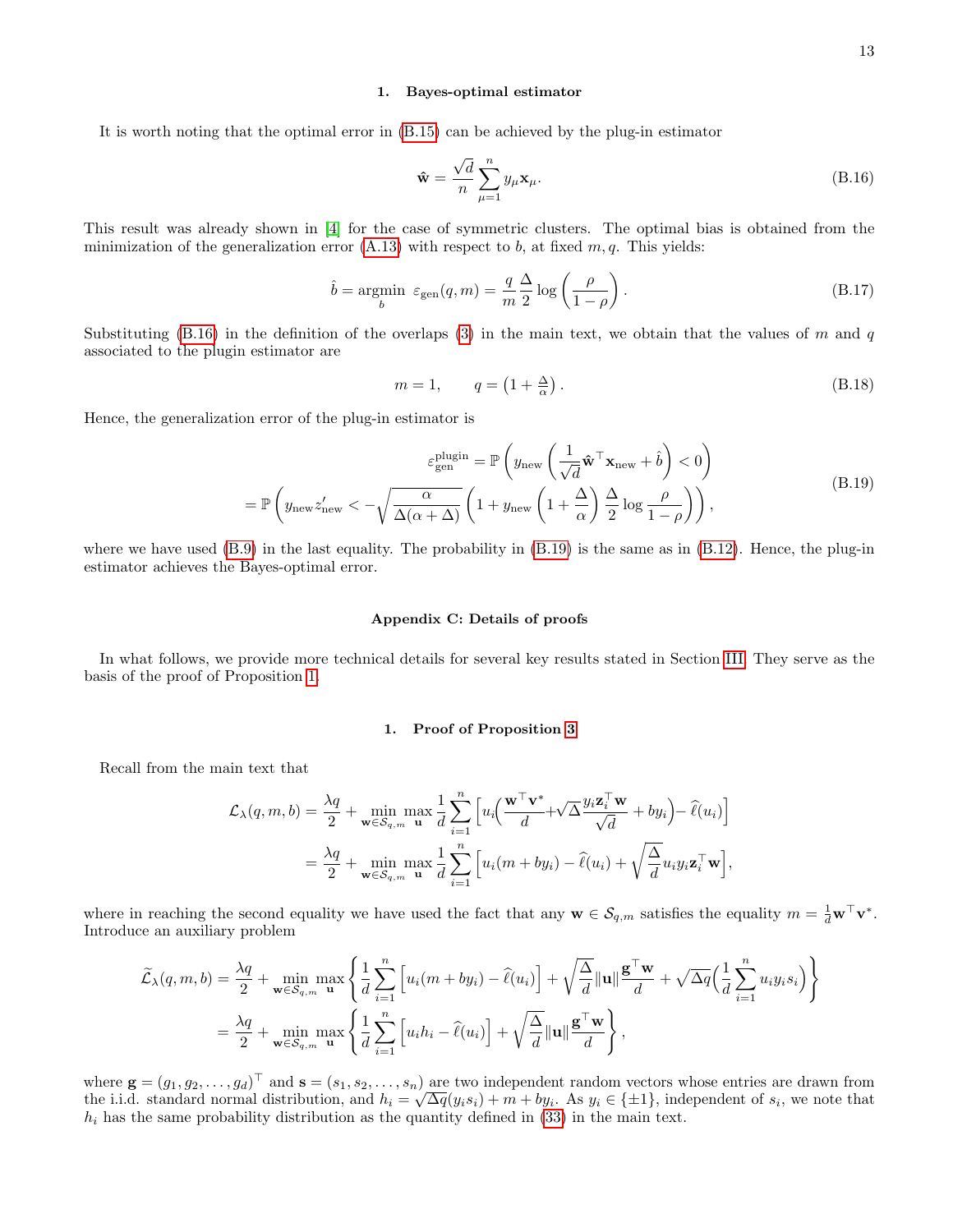### 1. Bayes-optimal estimator

It is worth noting that the optimal error in (B.15) can be achieved by the plug-in estimator

$$\hat{\mathbf{w}} = \frac{\sqrt{d}}{n}\sum_{\mu=1}^{n} y_\mu \mathbf{x}_\mu. \tag{B.16}$$

This result was already shown in [4] for the case of symmetric clusters. The optimal bias is obtained from the minimization of the generalization error (A.13) with respect to $b$, at fixed $m, q$. This yields:

$$\hat{b} = \underset{b}{\operatorname{argmin}}\ \varepsilon_{\text{gen}}(q,m) = \frac{q}{m}\frac{\Delta}{2}\log\left(\frac{\rho}{1-\rho}\right). \tag{B.17}$$

Substituting (B.16) in the definition of the overlaps (3) in the main text, we obtain that the values of $m$ and $q$ associated to the plugin estimator are

$$m = 1, \qquad q = \left(1 + \tfrac{\Delta}{\alpha}\right). \tag{B.18}$$

Hence, the generalization error of the plug-in estimator is

$$\begin{aligned}\varepsilon_{\text{gen}}^{\text{plugin}} &= \mathbb{P}\left(y_{\text{new}}\left(\frac{1}{\sqrt{d}}\hat{\mathbf{w}}^\top \mathbf{x}_{\text{new}} + \hat{b}\right) < 0\right) \\ &= \mathbb{P}\left(y_{\text{new}} z'_{\text{new}} < -\sqrt{\frac{\alpha}{\Delta(\alpha+\Delta)}}\left(1 + y_{\text{new}}\left(1+\frac{\Delta}{\alpha}\right)\frac{\Delta}{2}\log\frac{\rho}{1-\rho}\right)\right),\end{aligned} \tag{B.19}$$

where we have used (B.9) in the last equality. The probability in (B.19) is the same as in (B.12). Hence, the plug-in estimator achieves the Bayes-optimal error.

## Appendix C: Details of proofs

In what follows, we provide more technical details for several key results stated in Section III. They serve as the basis of the proof of Proposition 1.

### 1. Proof of Proposition 3

Recall from the main text that

$$\begin{aligned}\mathcal{L}_\lambda(q,m,b) &= \frac{\lambda q}{2} + \min_{\mathbf{w}\in\mathcal{S}_{q,m}}\max_{\mathbf{u}} \frac{1}{d}\sum_{i=1}^{n}\Big[u_i\Big(\frac{\mathbf{w}^\top \mathbf{v}^*}{d} + \sqrt{\Delta}\frac{y_i \mathbf{z}_i^\top \mathbf{w}}{\sqrt{d}} + b y_i\Big) - \widehat{\ell}(u_i)\Big] \\ &= \frac{\lambda q}{2} + \min_{\mathbf{w}\in\mathcal{S}_{q,m}}\max_{\mathbf{u}} \frac{1}{d}\sum_{i=1}^{n}\Big[u_i(m + b y_i) - \widehat{\ell}(u_i) + \sqrt{\frac{\Delta}{d}}u_i y_i \mathbf{z}_i^\top \mathbf{w}\Big],\end{aligned}$$

where in reaching the second equality we have used the fact that any $\mathbf{w}\in\mathcal{S}_{q,m}$ satisfies the equality $m = \frac{1}{d}\mathbf{w}^\top\mathbf{v}^*$. Introduce an auxiliary problem

$$\begin{aligned}\widetilde{\mathcal{L}}_\lambda(q,m,b) &= \frac{\lambda q}{2} + \min_{\mathbf{w}\in\mathcal{S}_{q,m}}\max_{\mathbf{u}}\left\{\frac{1}{d}\sum_{i=1}^{n}\Big[u_i(m + b y_i) - \widehat{\ell}(u_i)\Big] + \sqrt{\frac{\Delta}{d}}\|\mathbf{u}\|\frac{\mathbf{g}^\top\mathbf{w}}{d} + \sqrt{\Delta q}\Big(\frac{1}{d}\sum_{i=1}^{n} u_i y_i s_i\Big)\right\} \\ &= \frac{\lambda q}{2} + \min_{\mathbf{w}\in\mathcal{S}_{q,m}}\max_{\mathbf{u}}\left\{\frac{1}{d}\sum_{i=1}^{n}\Big[u_i h_i - \widehat{\ell}(u_i)\Big] + \sqrt{\frac{\Delta}{d}}\|\mathbf{u}\|\frac{\mathbf{g}^\top\mathbf{w}}{d}\right\},\end{aligned}$$

where $\mathbf{g} = (g_1, g_2, \ldots, g_d)^\top$ and $\mathbf{s} = (s_1, s_2, \ldots, s_n)$ are two independent random vectors whose entries are drawn from the i.i.d. standard normal distribution, and $h_i = \sqrt{\Delta q}(y_i s_i) + m + b y_i$. As $y_i \in \{\pm 1\}$, independent of $s_i$, we note that $h_i$ has the same probability distribution as the quantity defined in (33) in the main text.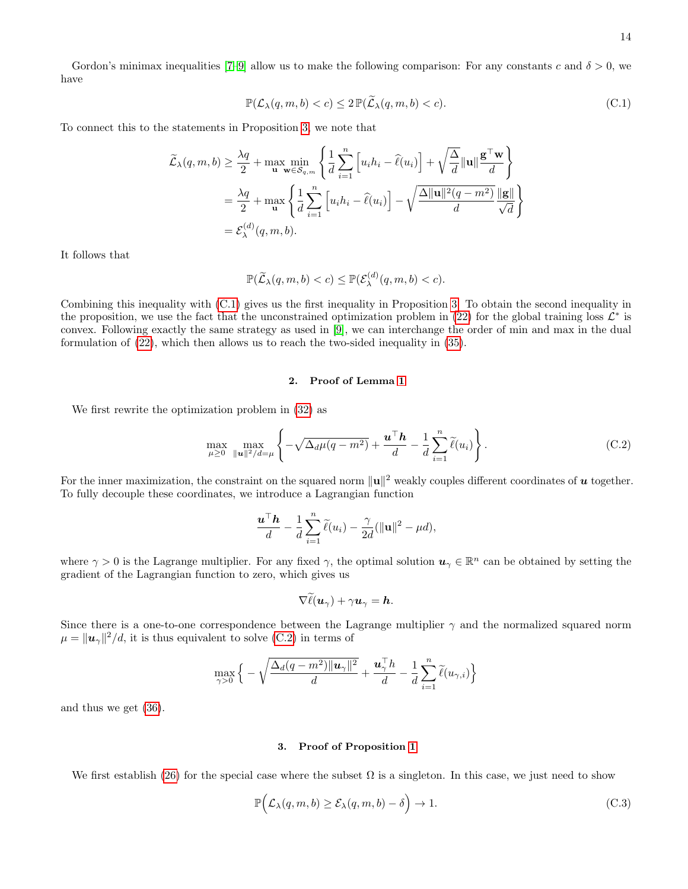Gordon's minimax inequalities [7–9] allow us to make the following comparison: For any constants $c$ and $\delta > 0$, we have

$$\mathbb{P}(\mathcal{L}_\lambda(q, m, b) < c) \le 2\,\mathbb{P}(\widetilde{\mathcal{L}}_\lambda(q, m, b) < c). \tag{C.1}$$

To connect this to the statements in Proposition 3, we note that

$$\begin{aligned}
\widetilde{\mathcal{L}}_\lambda(q, m, b) &\ge \frac{\lambda q}{2} + \max_{\mathbf{u}} \min_{\mathbf{w} \in \mathcal{S}_{q,m}} \left\{ \frac{1}{d} \sum_{i=1}^{n} \Big[ u_i h_i - \widehat{\ell}(u_i) \Big] + \sqrt{\frac{\Delta}{d}} \|\mathbf{u}\| \frac{\mathbf{g}^\top \mathbf{w}}{d} \right\} \\
&= \frac{\lambda q}{2} + \max_{\mathbf{u}} \left\{ \frac{1}{d} \sum_{i=1}^{n} \Big[ u_i h_i - \widehat{\ell}(u_i) \Big] - \sqrt{\frac{\Delta \|\mathbf{u}\|^2 (q - m^2)}{d}} \frac{\|\mathbf{g}\|}{\sqrt{d}} \right\} \\
&= \mathcal{E}_\lambda^{(d)}(q, m, b).
\end{aligned}$$

It follows that

$$\mathbb{P}(\widetilde{\mathcal{L}}_\lambda(q, m, b) < c) \le \mathbb{P}(\mathcal{E}_\lambda^{(d)}(q, m, b) < c).$$

Combining this inequality with (C.1) gives us the first inequality in Proposition 3. To obtain the second inequality in the proposition, we use the fact that the unconstrained optimization problem in (22) for the global training loss $\mathcal{L}^*$ is convex. Following exactly the same strategy as used in [9], we can interchange the order of min and max in the dual formulation of (22), which then allows us to reach the two-sided inequality in (35).

### 2. Proof of Lemma 1

We first rewrite the optimization problem in (32) as

$$\max_{\mu \ge 0} \max_{\|\boldsymbol{u}\|^2/d = \mu} \left\{ -\sqrt{\Delta_d \mu (q - m^2)} + \frac{\boldsymbol{u}^\top \boldsymbol{h}}{d} - \frac{1}{d} \sum_{i=1}^{n} \widetilde{\ell}(u_i) \right\}. \tag{C.2}$$

For the inner maximization, the constraint on the squared norm $\|\mathbf{u}\|^2$ weakly couples different coordinates of $\boldsymbol{u}$ together. To fully decouple these coordinates, we introduce a Lagrangian function

$$\frac{\boldsymbol{u}^\top \boldsymbol{h}}{d} - \frac{1}{d} \sum_{i=1}^{n} \widetilde{\ell}(u_i) - \frac{\gamma}{2d} (\|\mathbf{u}\|^2 - \mu d),$$

where $\gamma > 0$ is the Lagrange multiplier. For any fixed $\gamma$, the optimal solution $\boldsymbol{u}_\gamma \in \mathbb{R}^n$ can be obtained by setting the gradient of the Lagrangian function to zero, which gives us

$$\nabla \widetilde{\ell}(\boldsymbol{u}_\gamma) + \gamma \boldsymbol{u}_\gamma = \boldsymbol{h}.$$

Since there is a one-to-one correspondence between the Lagrange multiplier $\gamma$ and the normalized squared norm $\mu = \|\boldsymbol{u}_\gamma\|^2/d$, it is thus equivalent to solve (C.2) in terms of

$$\max_{\gamma > 0} \Big\{ -\sqrt{\frac{\Delta_d (q - m^2) \|\boldsymbol{u}_\gamma\|^2}{d}} + \frac{\boldsymbol{u}_\gamma^\top h}{d} - \frac{1}{d} \sum_{i=1}^{n} \widetilde{\ell}(u_{\gamma,i}) \Big\}$$

and thus we get (36).

### 3. Proof of Proposition 1

We first establish (26) for the special case where the subset $\Omega$ is a singleton. In this case, we just need to show

$$\mathbb{P}\Big( \mathcal{L}_\lambda(q, m, b) \ge \mathcal{E}_\lambda(q, m, b) - \delta \Big) \to 1. \tag{C.3}$$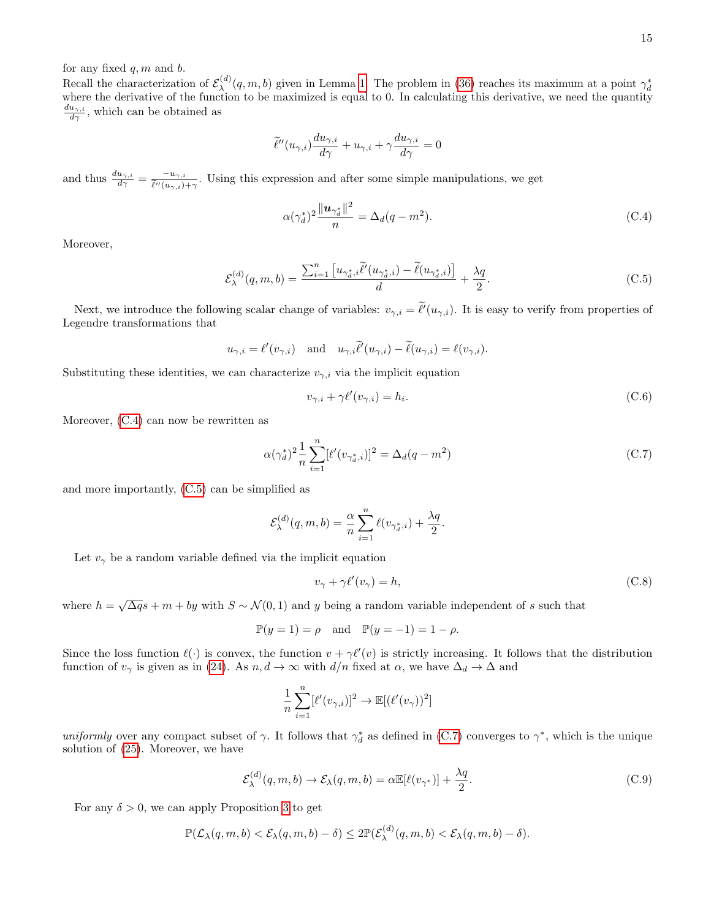for any fixed $q, m$ and $b$.
Recall the characterization of $\mathcal{E}_\lambda^{(d)}(q, m, b)$ given in Lemma 1. The problem in (36) reaches its maximum at a point $\gamma_d^*$ where the derivative of the function to be maximized is equal to 0. In calculating this derivative, we need the quantity $\frac{du_{\gamma,i}}{d\gamma}$, which can be obtained as

$$\widetilde{\ell}''(u_{\gamma,i})\frac{du_{\gamma,i}}{d\gamma} + u_{\gamma,i} + \gamma\frac{du_{\gamma,i}}{d\gamma} = 0$$

and thus $\frac{du_{\gamma,i}}{d\gamma} = \frac{-u_{\gamma,i}}{\widetilde{\ell}''(u_{\gamma,i})+\gamma}$. Using this expression and after some simple manipulations, we get

$$\alpha(\gamma_d^*)^2\frac{\|\boldsymbol{u}_{\gamma_d^*}\|^2}{n} = \Delta_d(q - m^2). \tag{C.4}$$

Moreover,

$$\mathcal{E}_\lambda^{(d)}(q, m, b) = \frac{\sum_{i=1}^n \left[u_{\gamma_d^*,i}\widetilde{\ell}'(u_{\gamma_d^*,i}) - \widetilde{\ell}(u_{\gamma_d^*,i})\right]}{d} + \frac{\lambda q}{2}. \tag{C.5}$$

Next, we introduce the following scalar change of variables: $v_{\gamma,i} = \widetilde{\ell}'(u_{\gamma,i})$. It is easy to verify from properties of Legendre transformations that

$$u_{\gamma,i} = \ell'(v_{\gamma,i}) \quad \text{and} \quad u_{\gamma,i}\widetilde{\ell}'(u_{\gamma,i}) - \widetilde{\ell}(u_{\gamma,i}) = \ell(v_{\gamma,i}).$$

Substituting these identities, we can characterize $v_{\gamma,i}$ via the implicit equation

$$v_{\gamma,i} + \gamma\ell'(v_{\gamma,i}) = h_i. \tag{C.6}$$

Moreover, (C.4) can now be rewritten as

$$\alpha(\gamma_d^*)^2\frac{1}{n}\sum_{i=1}^n[\ell'(v_{\gamma_d^*,i})]^2 = \Delta_d(q - m^2) \tag{C.7}$$

and more importantly, (C.5) can be simplified as

$$\mathcal{E}_\lambda^{(d)}(q, m, b) = \frac{\alpha}{n}\sum_{i=1}^n \ell(v_{\gamma_d^*,i}) + \frac{\lambda q}{2}.$$

Let $v_\gamma$ be a random variable defined via the implicit equation

$$v_\gamma + \gamma\ell'(v_\gamma) = h, \tag{C.8}$$

where $h = \sqrt{\Delta q}s + m + by$ with $S \sim \mathcal{N}(0, 1)$ and $y$ being a random variable independent of $s$ such that

$$\mathbb{P}(y = 1) = \rho \quad \text{and} \quad \mathbb{P}(y = -1) = 1 - \rho.$$

Since the loss function $\ell(\cdot)$ is convex, the function $v + \gamma\ell'(v)$ is strictly increasing. It follows that the distribution function of $v_\gamma$ is given as in (24). As $n, d \to \infty$ with $d/n$ fixed at $\alpha$, we have $\Delta_d \to \Delta$ and

$$\frac{1}{n}\sum_{i=1}^n[\ell'(v_{\gamma,i})]^2 \to \mathbb{E}[(\ell'(v_\gamma))^2]$$

*uniformly* over any compact subset of $\gamma$. It follows that $\gamma_d^*$ as defined in (C.7) converges to $\gamma^*$, which is the unique solution of (25). Moreover, we have

$$\mathcal{E}_\lambda^{(d)}(q, m, b) \to \mathcal{E}_\lambda(q, m, b) = \alpha\mathbb{E}[\ell(v_{\gamma^*})] + \frac{\lambda q}{2}. \tag{C.9}$$

For any $\delta > 0$, we can apply Proposition 3 to get

$$\mathbb{P}(\mathcal{L}_\lambda(q, m, b) < \mathcal{E}_\lambda(q, m, b) - \delta) \leq 2\mathbb{P}(\mathcal{E}_\lambda^{(d)}(q, m, b) < \mathcal{E}_\lambda(q, m, b) - \delta).$$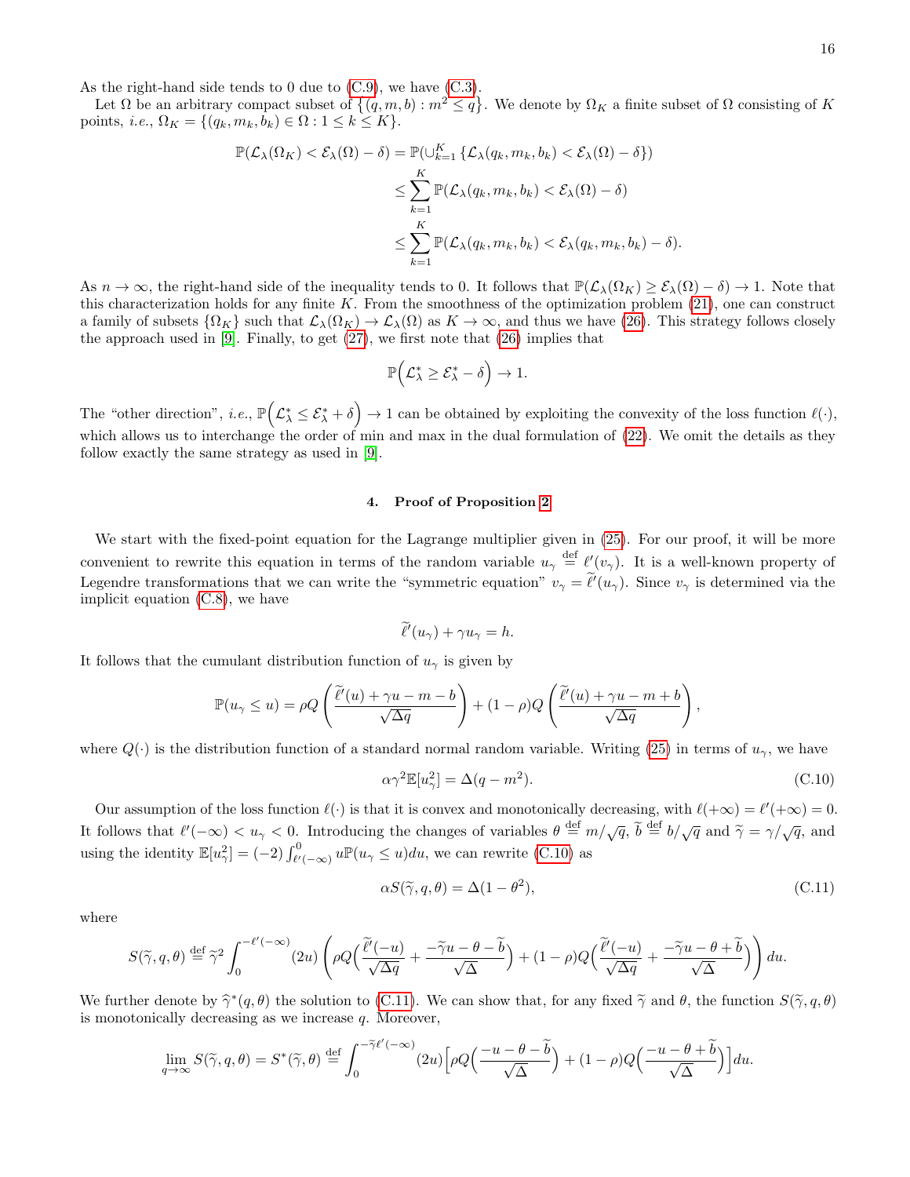As the right-hand side tends to 0 due to (C.9), we have (C.3).

Let $\Omega$ be an arbitrary compact subset of $\{(q, m, b) : m^2 \leq q\}$. We denote by $\Omega_K$ a finite subset of $\Omega$ consisting of $K$ points, *i.e.*, $\Omega_K = \{(q_k, m_k, b_k) \in \Omega : 1 \leq k \leq K\}$.

$$
\begin{aligned}
\mathbb{P}(\mathcal{L}_\lambda(\Omega_K) < \mathcal{E}_\lambda(\Omega) - \delta) &= \mathbb{P}(\cup_{k=1}^K \{\mathcal{L}_\lambda(q_k, m_k, b_k) < \mathcal{E}_\lambda(\Omega) - \delta\}) \\
&\leq \sum_{k=1}^K \mathbb{P}(\mathcal{L}_\lambda(q_k, m_k, b_k) < \mathcal{E}_\lambda(\Omega) - \delta) \\
&\leq \sum_{k=1}^K \mathbb{P}(\mathcal{L}_\lambda(q_k, m_k, b_k) < \mathcal{E}_\lambda(q_k, m_k, b_k) - \delta).
\end{aligned}
$$

As $n \to \infty$, the right-hand side of the inequality tends to 0. It follows that $\mathbb{P}(\mathcal{L}_\lambda(\Omega_K) \geq \mathcal{E}_\lambda(\Omega) - \delta) \to 1$. Note that this characterization holds for any finite $K$. From the smoothness of the optimization problem (21), one can construct a family of subsets $\{\Omega_K\}$ such that $\mathcal{L}_\lambda(\Omega_K) \to \mathcal{L}_\lambda(\Omega)$ as $K \to \infty$, and thus we have (26). This strategy follows closely the approach used in [9]. Finally, to get (27), we first note that (26) implies that

$$
\mathbb{P}\Big(\mathcal{L}_\lambda^* \geq \mathcal{E}_\lambda^* - \delta\Big) \to 1.
$$

The "other direction", *i.e.*, $\mathbb{P}\Big(\mathcal{L}_\lambda^* \leq \mathcal{E}_\lambda^* + \delta\Big) \to 1$ can be obtained by exploiting the convexity of the loss function $\ell(\cdot)$, which allows us to interchange the order of min and max in the dual formulation of (22). We omit the details as they follow exactly the same strategy as used in [9].

#### 4. Proof of Proposition 2

We start with the fixed-point equation for the Lagrange multiplier given in (25). For our proof, it will be more convenient to rewrite this equation in terms of the random variable $u_\gamma \overset{\text{def}}{=} \ell'(v_\gamma)$. It is a well-known property of Legendre transformations that we can write the "symmetric equation" $v_\gamma = \widetilde{\ell}'(u_\gamma)$. Since $v_\gamma$ is determined via the implicit equation (C.8), we have

$$
\widetilde{\ell}'(u_\gamma) + \gamma u_\gamma = h.
$$

It follows that the cumulant distribution function of $u_\gamma$ is given by

$$
\mathbb{P}(u_\gamma \leq u) = \rho Q\left(\frac{\widetilde{\ell}'(u) + \gamma u - m - b}{\sqrt{\Delta q}}\right) + (1-\rho) Q\left(\frac{\widetilde{\ell}'(u) + \gamma u - m + b}{\sqrt{\Delta q}}\right),
$$

where $Q(\cdot)$ is the distribution function of a standard normal random variable. Writing (25) in terms of $u_\gamma$, we have

$$
\alpha \gamma^2 \mathbb{E}[u_\gamma^2] = \Delta(q - m^2). \tag{C.10}
$$

Our assumption of the loss function $\ell(\cdot)$ is that it is convex and monotonically decreasing, with $\ell(+\infty) = \ell'(+\infty) = 0$. It follows that $\ell'(-\infty) < u_\gamma < 0$. Introducing the changes of variables $\theta \overset{\text{def}}{=} m/\sqrt{q}$, $\widetilde{b} \overset{\text{def}}{=} b/\sqrt{q}$ and $\widetilde{\gamma} = \gamma/\sqrt{q}$, and using the identity $\mathbb{E}[u_\gamma^2] = (-2)\int_{\ell'(-\infty)}^0 u \mathbb{P}(u_\gamma \leq u) du$, we can rewrite (C.10) as

$$
\alpha S(\widetilde{\gamma}, q, \theta) = \Delta(1 - \theta^2), \tag{C.11}
$$

where

$$
S(\widetilde{\gamma}, q, \theta) \overset{\text{def}}{=} \widetilde{\gamma}^2 \int_0^{-\ell'(-\infty)} (2u) \left(\rho Q\Big(\frac{\widetilde{\ell}'(-u)}{\sqrt{\Delta q}} + \frac{-\widetilde{\gamma} u - \theta - \widetilde{b}}{\sqrt{\Delta}}\Big) + (1-\rho) Q\Big(\frac{\widetilde{\ell}'(-u)}{\sqrt{\Delta q}} + \frac{-\widetilde{\gamma} u - \theta + \widetilde{b}}{\sqrt{\Delta}}\Big)\right) du.
$$

We further denote by $\widehat{\gamma}^*(q, \theta)$ the solution to (C.11). We can show that, for any fixed $\widetilde{\gamma}$ and $\theta$, the function $S(\widetilde{\gamma}, q, \theta)$ is monotonically decreasing as we increase $q$. Moreover,

$$
\lim_{q \to \infty} S(\widetilde{\gamma}, q, \theta) = S^*(\widetilde{\gamma}, \theta) \overset{\text{def}}{=} \int_0^{-\widetilde{\gamma}\ell'(-\infty)} (2u) \Big[\rho Q\Big(\frac{-u - \theta - \widetilde{b}}{\sqrt{\Delta}}\Big) + (1-\rho) Q\Big(\frac{-u - \theta + \widetilde{b}}{\sqrt{\Delta}}\Big)\Big] du.
$$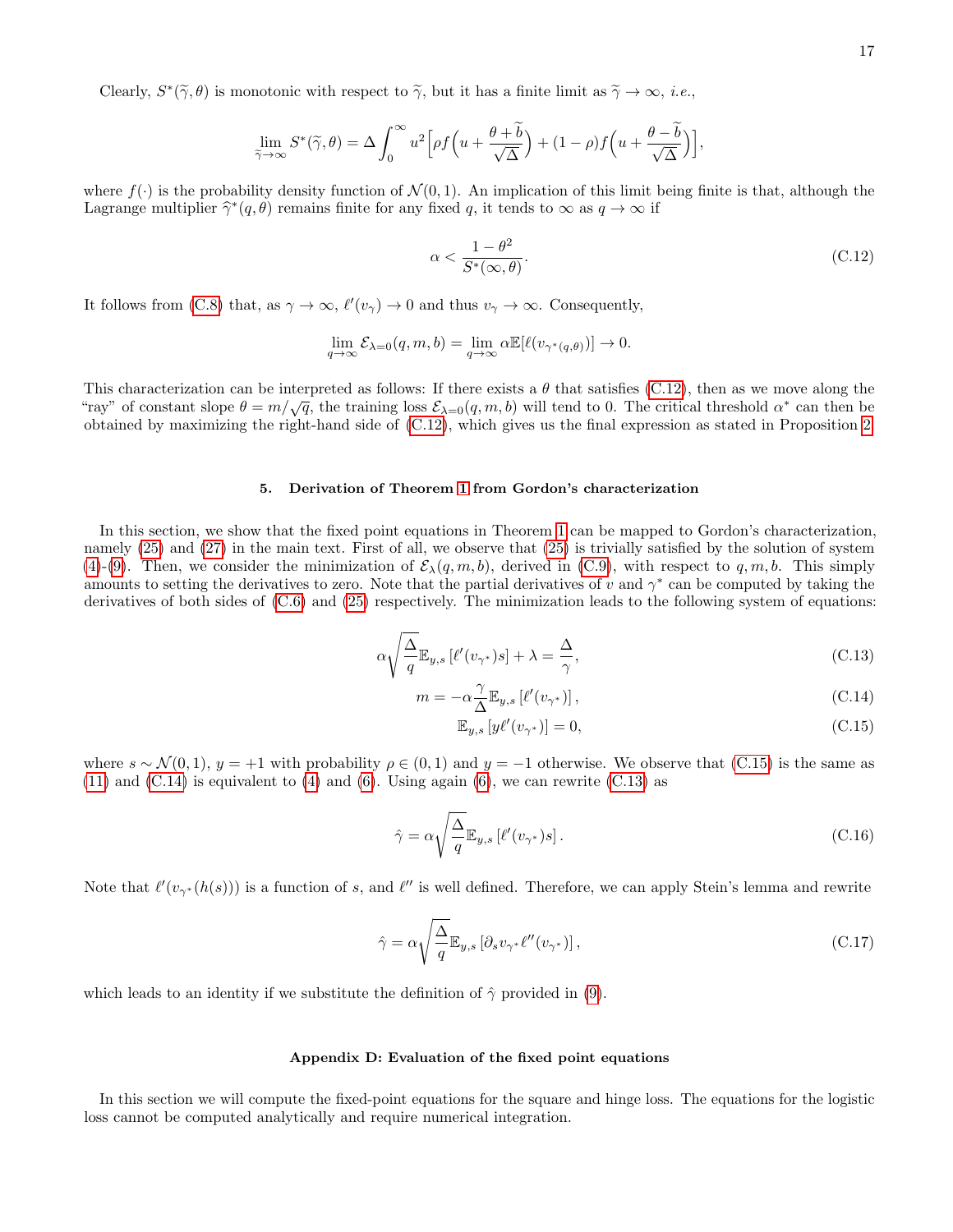Clearly, $S^*(\widetilde{\gamma}, \theta)$ is monotonic with respect to $\widetilde{\gamma}$, but it has a finite limit as $\widetilde{\gamma} \to \infty$, *i.e.*,

$$\lim_{\widetilde{\gamma} \to \infty} S^*(\widetilde{\gamma}, \theta) = \Delta \int_0^\infty u^2 \Big[ \rho f\Big(u + \frac{\theta + \widetilde{b}}{\sqrt{\Delta}}\Big) + (1-\rho) f\Big(u + \frac{\theta - \widetilde{b}}{\sqrt{\Delta}}\Big) \Big],$$

where $f(\cdot)$ is the probability density function of $\mathcal{N}(0,1)$. An implication of this limit being finite is that, although the Lagrange multiplier $\widehat{\gamma}^*(q, \theta)$ remains finite for any fixed $q$, it tends to $\infty$ as $q \to \infty$ if

$$\alpha < \frac{1 - \theta^2}{S^*(\infty, \theta)}. \tag{C.12}$$

It follows from (C.8) that, as $\gamma \to \infty$, $\ell'(v_\gamma) \to 0$ and thus $v_\gamma \to \infty$. Consequently,

$$\lim_{q \to \infty} \mathcal{E}_{\lambda=0}(q, m, b) = \lim_{q \to \infty} \alpha \mathbb{E}[\ell(v_{\gamma^*(q,\theta)})] \to 0.$$

This characterization can be interpreted as follows: If there exists a $\theta$ that satisfies (C.12), then as we move along the "ray" of constant slope $\theta = m/\sqrt{q}$, the training loss $\mathcal{E}_{\lambda=0}(q, m, b)$ will tend to 0. The critical threshold $\alpha^*$ can then be obtained by maximizing the right-hand side of (C.12), which gives us the final expression as stated in Proposition 2.

### 5. Derivation of Theorem 1 from Gordon's characterization

In this section, we show that the fixed point equations in Theorem 1 can be mapped to Gordon's characterization, namely (25) and (27) in the main text. First of all, we observe that (25) is trivially satisfied by the solution of system (4)-(9). Then, we consider the minimization of $\mathcal{E}_\lambda(q, m, b)$, derived in (C.9), with respect to $q, m, b$. This simply amounts to setting the derivatives to zero. Note that the partial derivatives of $v$ and $\gamma^*$ can be computed by taking the derivatives of both sides of (C.6) and (25) respectively. The minimization leads to the following system of equations:

$$\alpha \sqrt{\frac{\Delta}{q}} \mathbb{E}_{y,s} \left[ \ell'(v_{\gamma^*}) s \right] + \lambda = \frac{\Delta}{\gamma}, \tag{C.13}$$

$$m = -\alpha \frac{\gamma}{\Delta} \mathbb{E}_{y,s} \left[ \ell'(v_{\gamma^*}) \right], \tag{C.14}$$

$$\mathbb{E}_{y,s} \left[ y \ell'(v_{\gamma^*}) \right] = 0, \tag{C.15}$$

where $s \sim \mathcal{N}(0,1)$, $y = +1$ with probability $\rho \in (0,1)$ and $y = -1$ otherwise. We observe that (C.15) is the same as (11) and (C.14) is equivalent to (4) and (6). Using again (6), we can rewrite (C.13) as

$$\hat{\gamma} = \alpha \sqrt{\frac{\Delta}{q}} \mathbb{E}_{y,s} \left[ \ell'(v_{\gamma^*}) s \right]. \tag{C.16}$$

Note that $\ell'(v_{\gamma^*}(h(s)))$ is a function of $s$, and $\ell''$ is well defined. Therefore, we can apply Stein's lemma and rewrite

$$\hat{\gamma} = \alpha \sqrt{\frac{\Delta}{q}} \mathbb{E}_{y,s} \left[ \partial_s v_{\gamma^*} \ell''(v_{\gamma^*}) \right], \tag{C.17}$$

which leads to an identity if we substitute the definition of $\hat{\gamma}$ provided in (9).

## Appendix D: Evaluation of the fixed point equations

In this section we will compute the fixed-point equations for the square and hinge loss. The equations for the logistic loss cannot be computed analytically and require numerical integration.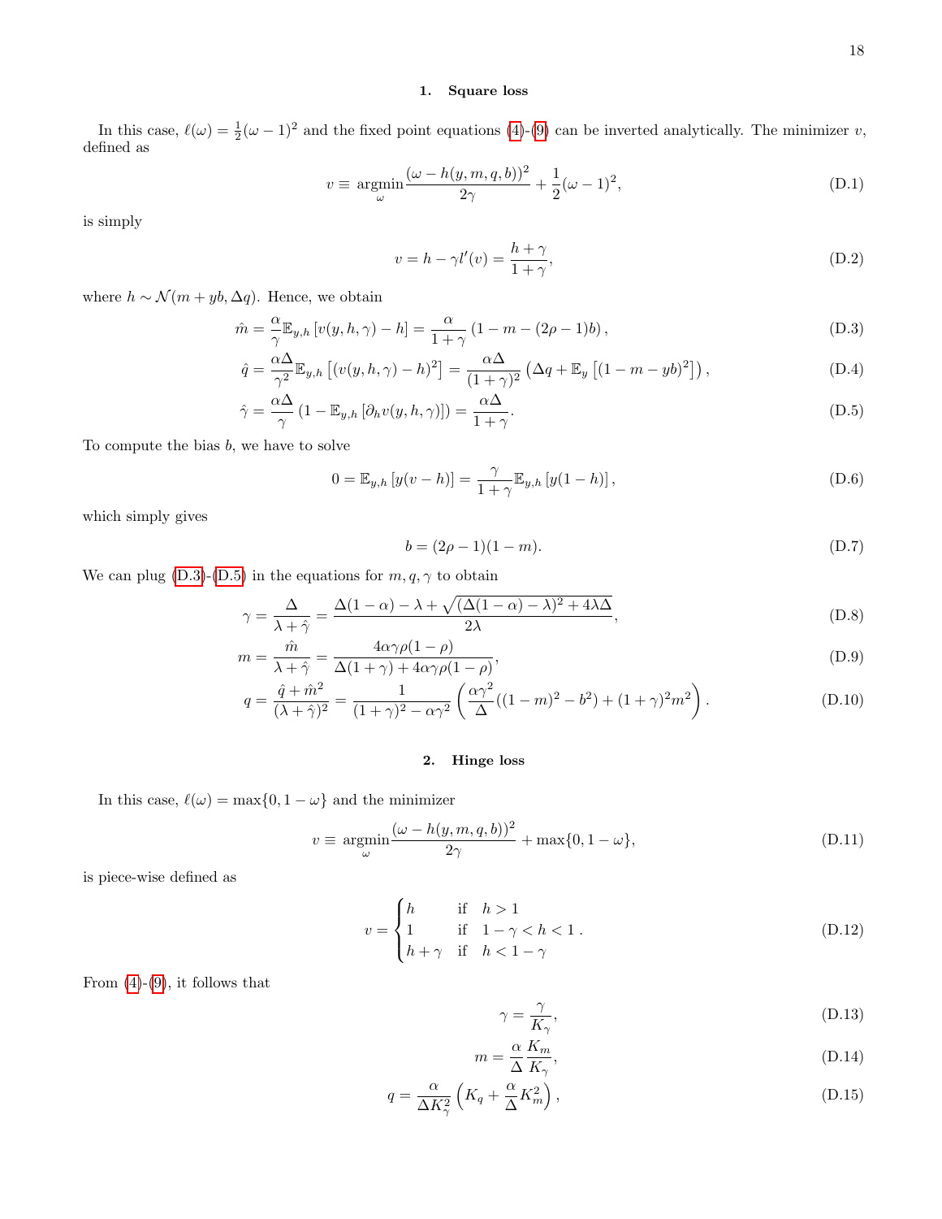### 1. Square loss

In this case, $\ell(\omega) = \frac{1}{2}(\omega - 1)^2$ and the fixed point equations (4)-(9) can be inverted analytically. The minimizer $v$, defined as

$$v \equiv \underset{\omega}{\text{argmin}} \frac{(\omega - h(y, m, q, b))^2}{2\gamma} + \frac{1}{2}(\omega - 1)^2, \tag{D.1}$$

is simply

$$v = h - \gamma l'(v) = \frac{h + \gamma}{1 + \gamma}, \tag{D.2}$$

where $h \sim \mathcal{N}(m + yb, \Delta q)$. Hence, we obtain

$$\hat{m} = \frac{\alpha}{\gamma} \mathbb{E}_{y,h} \left[ v(y, h, \gamma) - h \right] = \frac{\alpha}{1 + \gamma} \left( 1 - m - (2\rho - 1)b \right), \tag{D.3}$$

$$\hat{q} = \frac{\alpha \Delta}{\gamma^2} \mathbb{E}_{y,h} \left[ (v(y, h, \gamma) - h)^2 \right] = \frac{\alpha \Delta}{(1 + \gamma)^2} \left( \Delta q + \mathbb{E}_y \left[ (1 - m - yb)^2 \right] \right), \tag{D.4}$$

$$\hat{\gamma} = \frac{\alpha \Delta}{\gamma} \left( 1 - \mathbb{E}_{y,h} \left[ \partial_h v(y, h, \gamma) \right] \right) = \frac{\alpha \Delta}{1 + \gamma}. \tag{D.5}$$

To compute the bias $b$, we have to solve

$$0 = \mathbb{E}_{y,h} \left[ y(v - h) \right] = \frac{\gamma}{1 + \gamma} \mathbb{E}_{y,h} \left[ y(1 - h) \right], \tag{D.6}$$

which simply gives

$$b = (2\rho - 1)(1 - m). \tag{D.7}$$

We can plug (D.3)-(D.5) in the equations for $m, q, \gamma$ to obtain

$$\gamma = \frac{\Delta}{\lambda + \hat{\gamma}} = \frac{\Delta(1 - \alpha) - \lambda + \sqrt{(\Delta(1 - \alpha) - \lambda)^2 + 4\lambda\Delta}}{2\lambda}, \tag{D.8}$$

$$m = \frac{\hat{m}}{\lambda + \hat{\gamma}} = \frac{4\alpha\gamma\rho(1 - \rho)}{\Delta(1 + \gamma) + 4\alpha\gamma\rho(1 - \rho)}, \tag{D.9}$$

$$q = \frac{\hat{q} + \hat{m}^2}{(\lambda + \hat{\gamma})^2} = \frac{1}{(1 + \gamma)^2 - \alpha\gamma^2} \left( \frac{\alpha\gamma^2}{\Delta} ((1 - m)^2 - b^2) + (1 + \gamma)^2 m^2 \right). \tag{D.10}$$

### 2. Hinge loss

In this case, $\ell(\omega) = \max\{0, 1 - \omega\}$ and the minimizer

$$v \equiv \underset{\omega}{\text{argmin}} \frac{(\omega - h(y, m, q, b))^2}{2\gamma} + \max\{0, 1 - \omega\}, \tag{D.11}$$

is piece-wise defined as

$$v = \begin{cases} h & \text{if} \quad h > 1 \\ 1 & \text{if} \quad 1 - \gamma < h < 1 \\ h + \gamma & \text{if} \quad h < 1 - \gamma \end{cases}. \tag{D.12}$$

From (4)-(9), it follows that

$$\gamma = \frac{\gamma}{K_\gamma}, \tag{D.13}$$

$$m = \frac{\alpha}{\Delta} \frac{K_m}{K_\gamma}, \tag{D.14}$$

$$q = \frac{\alpha}{\Delta K_\gamma^2} \left( K_q + \frac{\alpha}{\Delta} K_m^2 \right), \tag{D.15}$$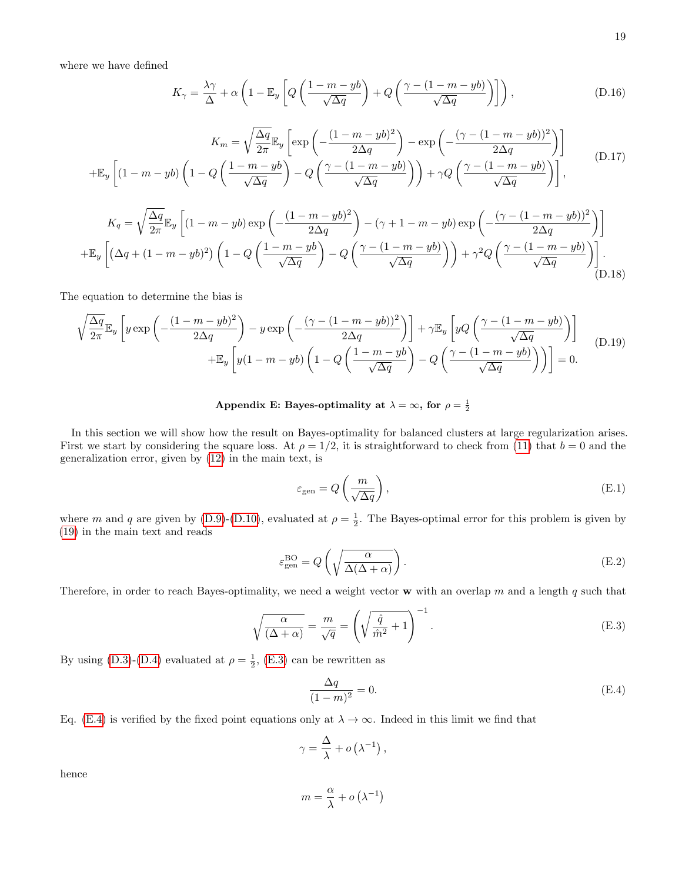where we have defined

$$
K_\gamma = \frac{\lambda\gamma}{\Delta} + \alpha\left(1 - \mathbb{E}_y\left[Q\left(\frac{1-m-yb}{\sqrt{\Delta q}}\right) + Q\left(\frac{\gamma-(1-m-yb)}{\sqrt{\Delta q}}\right)\right]\right), \tag{D.16}
$$

$$
\begin{aligned}
K_m = \sqrt{\frac{\Delta q}{2\pi}}\mathbb{E}_y&\left[\exp\left(-\frac{(1-m-yb)^2}{2\Delta q}\right) - \exp\left(-\frac{(\gamma-(1-m-yb))^2}{2\Delta q}\right)\right] \\
+\mathbb{E}_y\left[(1-m-yb)\left(1 - Q\left(\frac{1-m-yb}{\sqrt{\Delta q}}\right) - Q\left(\frac{\gamma-(1-m-yb)}{\sqrt{\Delta q}}\right)\right) + \gamma Q\left(\frac{\gamma-(1-m-yb)}{\sqrt{\Delta q}}\right)\right]&,
\end{aligned} \tag{D.17}
$$

$$
\begin{aligned}
K_q = \sqrt{\frac{\Delta q}{2\pi}}\mathbb{E}_y&\left[(1-m-yb)\exp\left(-\frac{(1-m-yb)^2}{2\Delta q}\right) - (\gamma+1-m-yb)\exp\left(-\frac{(\gamma-(1-m-yb))^2}{2\Delta q}\right)\right] \\
+\mathbb{E}_y\left[\left(\Delta q + (1-m-yb)^2\right)\left(1 - Q\left(\frac{1-m-yb}{\sqrt{\Delta q}}\right) - Q\left(\frac{\gamma-(1-m-yb)}{\sqrt{\Delta q}}\right)\right) + \gamma^2 Q\left(\frac{\gamma-(1-m-yb)}{\sqrt{\Delta q}}\right)\right]&.
\end{aligned} \tag{D.18}
$$

The equation to determine the bias is

$$
\begin{aligned}
\sqrt{\frac{\Delta q}{2\pi}}\mathbb{E}_y\left[y\exp\left(-\frac{(1-m-yb)^2}{2\Delta q}\right) - y\exp\left(-\frac{(\gamma-(1-m-yb))^2}{2\Delta q}\right)\right] + \gamma\mathbb{E}_y\left[yQ\left(\frac{\gamma-(1-m-yb)}{\sqrt{\Delta q}}\right)\right] \\
+\mathbb{E}_y\left[y(1-m-yb)\left(1 - Q\left(\frac{1-m-yb}{\sqrt{\Delta q}}\right) - Q\left(\frac{\gamma-(1-m-yb)}{\sqrt{\Delta q}}\right)\right)\right] = 0.
\end{aligned} \tag{D.19}
$$

## Appendix E: Bayes-optimality at $\lambda = \infty$, for $\rho = \frac{1}{2}$

In this section we will show how the result on Bayes-optimality for balanced clusters at large regularization arises. First we start by considering the square loss. At $\rho = 1/2$, it is straightforward to check from (11) that $b = 0$ and the generalization error, given by (12) in the main text, is

$$
\varepsilon_{\text{gen}} = Q\left(\frac{m}{\sqrt{\Delta q}}\right), \tag{E.1}
$$

where $m$ and $q$ are given by (D.9)-(D.10), evaluated at $\rho = \frac{1}{2}$. The Bayes-optimal error for this problem is given by (19) in the main text and reads

$$
\varepsilon_{\text{gen}}^{\text{BO}} = Q\left(\sqrt{\frac{\alpha}{\Delta(\Delta+\alpha)}}\right). \tag{E.2}
$$

Therefore, in order to reach Bayes-optimality, we need a weight vector $\mathbf{w}$ with an overlap $m$ and a length $q$ such that

$$
\sqrt{\frac{\alpha}{(\Delta+\alpha)}} = \frac{m}{\sqrt{q}} = \left(\sqrt{\frac{\hat{q}}{\hat{m}^2} + 1}\right)^{-1}. \tag{E.3}
$$

By using (D.3)-(D.4) evaluated at $\rho = \frac{1}{2}$, (E.3) can be rewritten as

$$
\frac{\Delta q}{(1-m)^2} = 0. \tag{E.4}
$$

Eq. (E.4) is verified by the fixed point equations only at $\lambda \to \infty$. Indeed in this limit we find that

$$
\gamma = \frac{\Delta}{\lambda} + o\left(\lambda^{-1}\right),
$$

hence

$$
m = \frac{\alpha}{\lambda} + o\left(\lambda^{-1}\right)
$$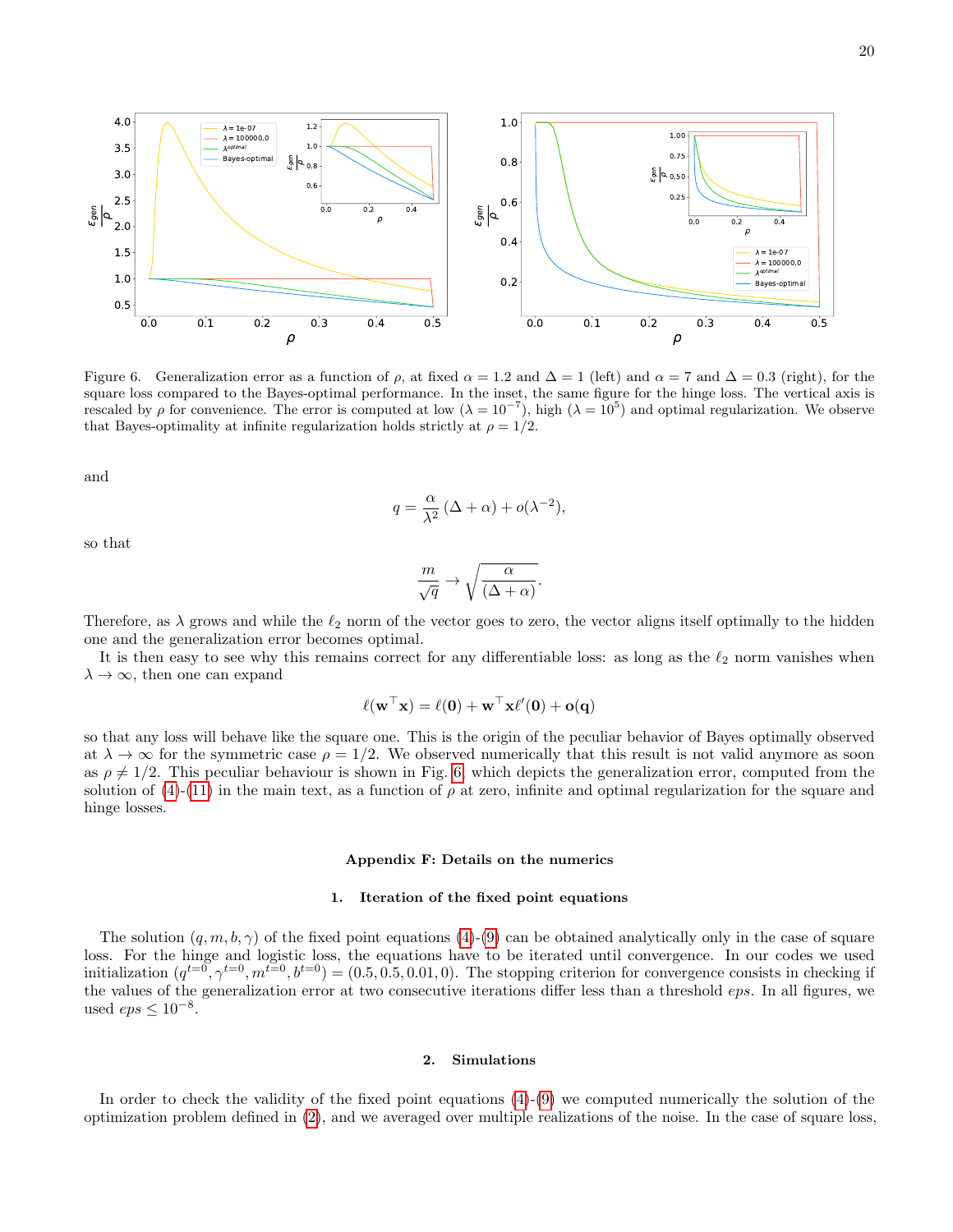Figure 6. Generalization error as a function of $\rho$, at fixed $\alpha = 1.2$ and $\Delta = 1$ (left) and $\alpha = 7$ and $\Delta = 0.3$ (right), for the square loss compared to the Bayes-optimal performance. In the inset, the same figure for the hinge loss. The vertical axis is rescaled by $\rho$ for convenience. The error is computed at low ($\lambda = 10^{-7}$), high ($\lambda = 10^{5}$) and optimal regularization. We observe that Bayes-optimality at infinite regularization holds strictly at $\rho = 1/2$.

and

$$q = \frac{\alpha}{\lambda^2}\left(\Delta + \alpha\right) + o(\lambda^{-2}),$$

so that

$$\frac{m}{\sqrt{q}} \to \sqrt{\frac{\alpha}{(\Delta + \alpha)}}.$$

Therefore, as $\lambda$ grows and while the $\ell_2$ norm of the vector goes to zero, the vector aligns itself optimally to the hidden one and the generalization error becomes optimal.

It is then easy to see why this remains correct for any differentiable loss: as long as the $\ell_2$ norm vanishes when $\lambda \to \infty$, then one can expand

$$\ell(\mathbf{w}^\top \mathbf{x}) = \ell(\mathbf{0}) + \mathbf{w}^\top \mathbf{x} \ell'(\mathbf{0}) + \mathbf{o}(\mathbf{q})$$

so that any loss will behave like the square one. This is the origin of the peculiar behavior of Bayes optimally observed at $\lambda \to \infty$ for the symmetric case $\rho = 1/2$. We observed numerically that this result is not valid anymore as soon as $\rho \neq 1/2$. This peculiar behaviour is shown in Fig. 6, which depicts the generalization error, computed from the solution of (4)-(11) in the main text, as a function of $\rho$ at zero, infinite and optimal regularization for the square and hinge losses.

## Appendix F: Details on the numerics

### 1. Iteration of the fixed point equations

The solution $(q, m, b, \gamma)$ of the fixed point equations (4)-(9) can be obtained analytically only in the case of square loss. For the hinge and logistic loss, the equations have to be iterated until convergence. In our codes we used initialization $(q^{t=0}, \gamma^{t=0}, m^{t=0}, b^{t=0}) = (0.5, 0.5, 0.01, 0)$. The stopping criterion for convergence consists in checking if the values of the generalization error at two consecutive iterations differ less than a threshold *eps*. In all figures, we used $eps \leq 10^{-8}$.

### 2. Simulations

In order to check the validity of the fixed point equations (4)-(9) we computed numerically the solution of the optimization problem defined in (2), and we averaged over multiple realizations of the noise. In the case of square loss,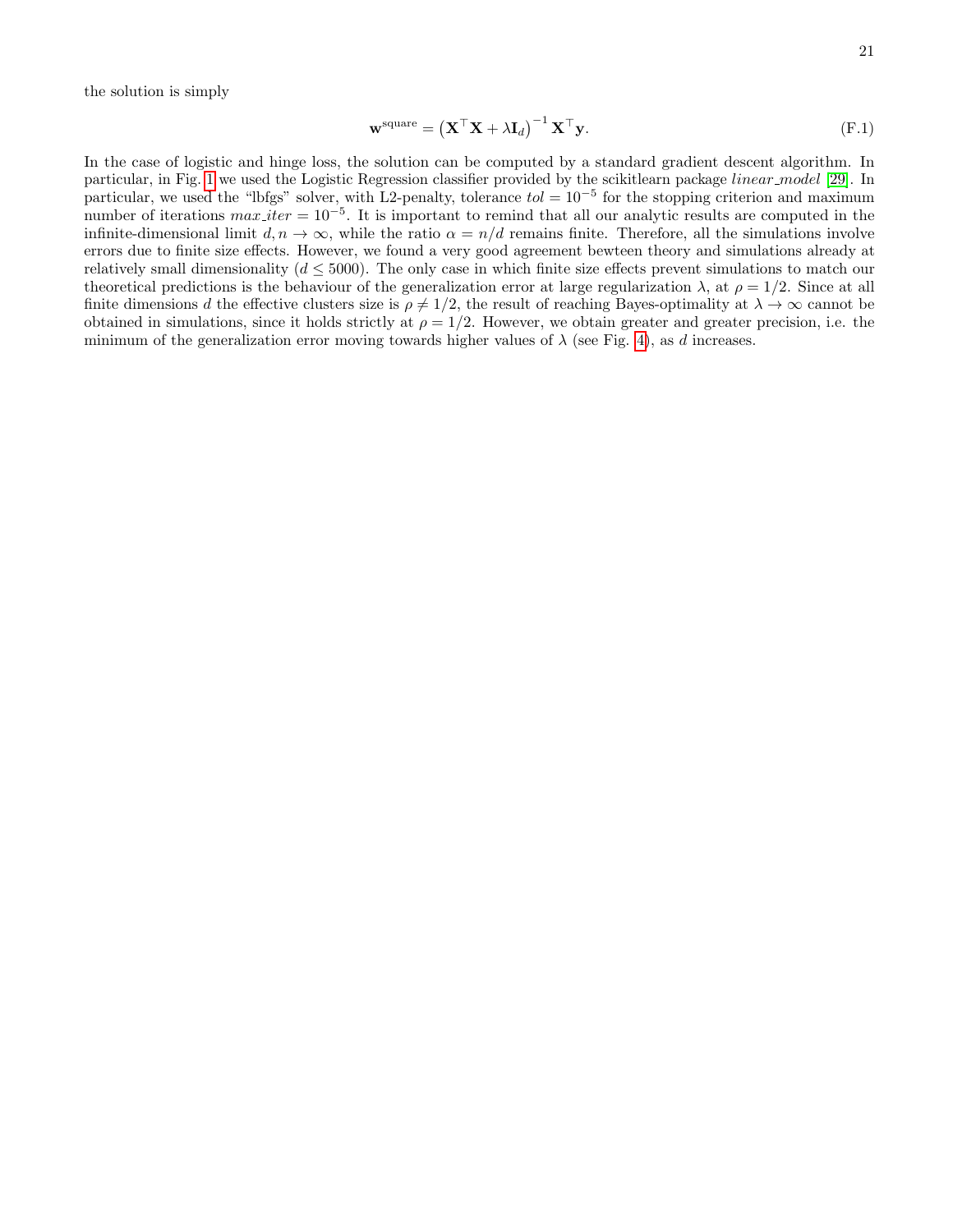the solution is simply

$$\mathbf{w}^{\text{square}} = \left(\mathbf{X}^\top \mathbf{X} + \lambda \mathbf{I}_d\right)^{-1} \mathbf{X}^\top \mathbf{y}. \tag{F.1}$$

In the case of logistic and hinge loss, the solution can be computed by a standard gradient descent algorithm. In particular, in Fig. 1 we used the Logistic Regression classifier provided by the scikitlearn package *linear_model* [29]. In particular, we used the "lbfgs" solver, with L2-penalty, tolerance $tol = 10^{-5}$ for the stopping criterion and maximum number of iterations $max\_iter = 10^{-5}$. It is important to remind that all our analytic results are computed in the infinite-dimensional limit $d, n \to \infty$, while the ratio $\alpha = n/d$ remains finite. Therefore, all the simulations involve errors due to finite size effects. However, we found a very good agreement bewteen theory and simulations already at relatively small dimensionality ($d \leq 5000$). The only case in which finite size effects prevent simulations to match our theoretical predictions is the behaviour of the generalization error at large regularization $\lambda$, at $\rho = 1/2$. Since at all finite dimensions $d$ the effective clusters size is $\rho \neq 1/2$, the result of reaching Bayes-optimality at $\lambda \to \infty$ cannot be obtained in simulations, since it holds strictly at $\rho = 1/2$. However, we obtain greater and greater precision, i.e. the minimum of the generalization error moving towards higher values of $\lambda$ (see Fig. 4), as $d$ increases.